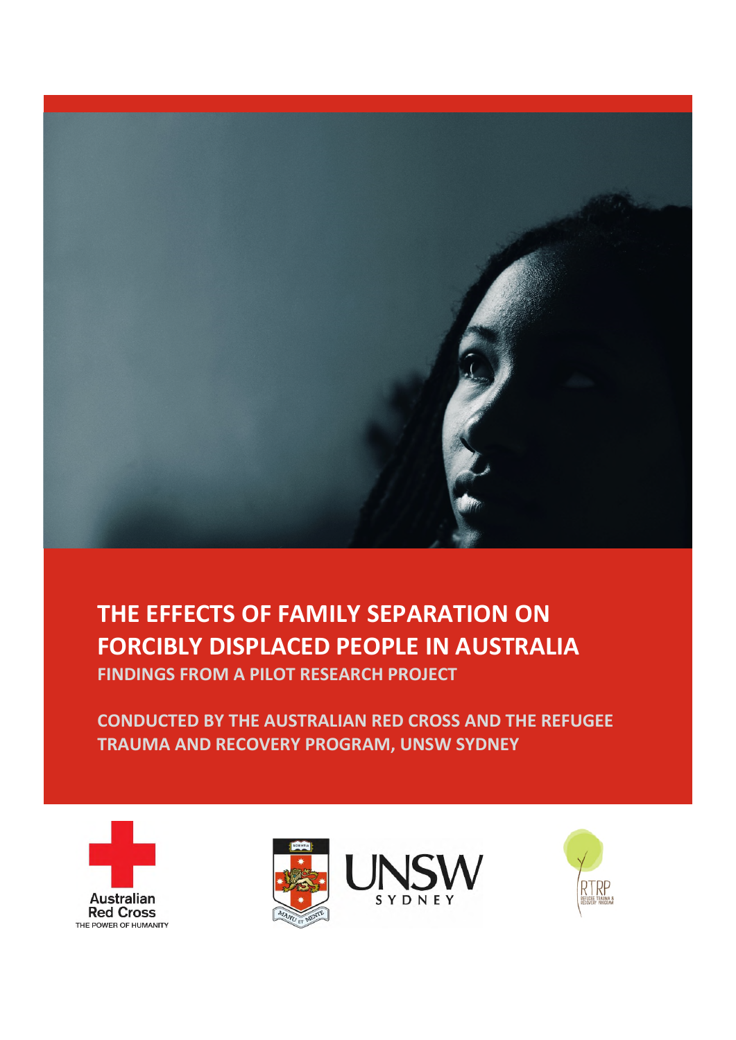# THE EFFECTS OF FAMILY SEPARATION ON FORCIBLY DISPLACED PEOPLE IN AUSTRALIA

## FINDINGS FROM A PILOT RESEARCH PROJECT

**CONDUCTED BY THE AUSTRALIAN RED CROSS AND THE REFUGEE TRAUMA AND RECOVERY PROGRAM, UNSW SYDNEY**

Australian Red Cross
THE POWER OF HUMANITY

UNSW SYDNEY

RTRP
REFUGEE TRAUMA & RECOVERY PROGRAM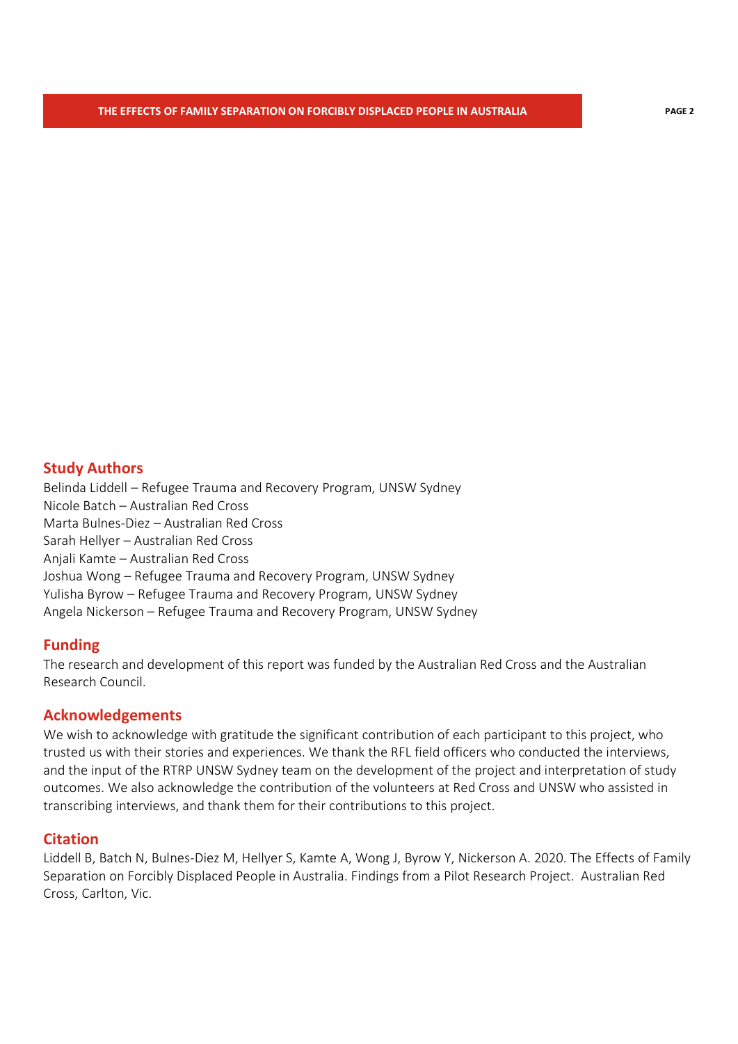## Study Authors

Belinda Liddell – Refugee Trauma and Recovery Program, UNSW Sydney
Nicole Batch – Australian Red Cross
Marta Bulnes-Diez – Australian Red Cross
Sarah Hellyer – Australian Red Cross
Anjali Kamte – Australian Red Cross
Joshua Wong – Refugee Trauma and Recovery Program, UNSW Sydney
Yulisha Byrow – Refugee Trauma and Recovery Program, UNSW Sydney
Angela Nickerson – Refugee Trauma and Recovery Program, UNSW Sydney

## Funding

The research and development of this report was funded by the Australian Red Cross and the Australian Research Council.

## Acknowledgements

We wish to acknowledge with gratitude the significant contribution of each participant to this project, who trusted us with their stories and experiences. We thank the RFL field officers who conducted the interviews, and the input of the RTRP UNSW Sydney team on the development of the project and interpretation of study outcomes. We also acknowledge the contribution of the volunteers at Red Cross and UNSW who assisted in transcribing interviews, and thank them for their contributions to this project.

## Citation

Liddell B, Batch N, Bulnes-Diez M, Hellyer S, Kamte A, Wong J, Byrow Y, Nickerson A. 2020. The Effects of Family Separation on Forcibly Displaced People in Australia. Findings from a Pilot Research Project. Australian Red Cross, Carlton, Vic.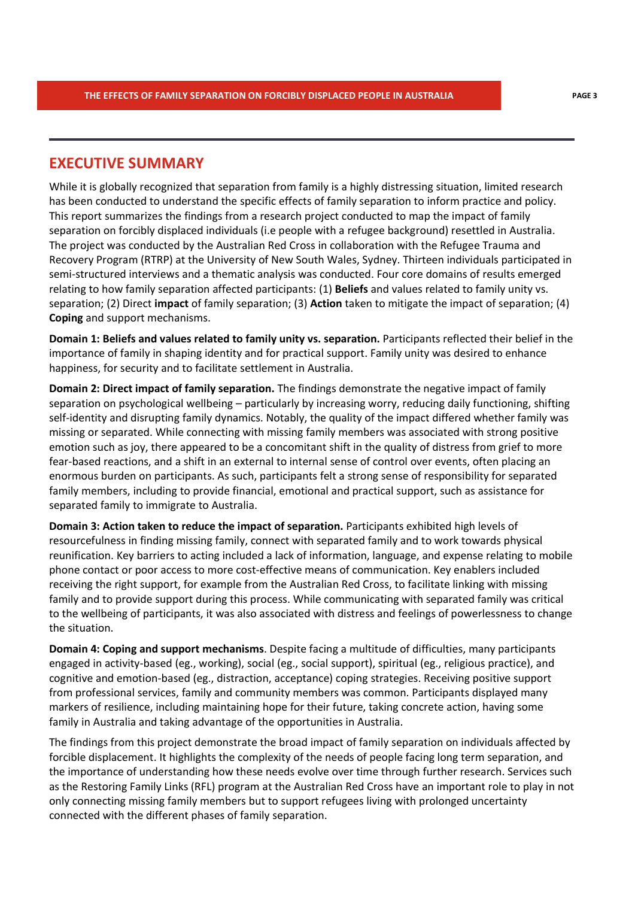## EXECUTIVE SUMMARY

While it is globally recognized that separation from family is a highly distressing situation, limited research has been conducted to understand the specific effects of family separation to inform practice and policy. This report summarizes the findings from a research project conducted to map the impact of family separation on forcibly displaced individuals (i.e people with a refugee background) resettled in Australia. The project was conducted by the Australian Red Cross in collaboration with the Refugee Trauma and Recovery Program (RTRP) at the University of New South Wales, Sydney. Thirteen individuals participated in semi-structured interviews and a thematic analysis was conducted. Four core domains of results emerged relating to how family separation affected participants: (1) **Beliefs** and values related to family unity vs. separation; (2) Direct **impact** of family separation; (3) **Action** taken to mitigate the impact of separation; (4) **Coping** and support mechanisms.

**Domain 1: Beliefs and values related to family unity vs. separation.** Participants reflected their belief in the importance of family in shaping identity and for practical support. Family unity was desired to enhance happiness, for security and to facilitate settlement in Australia.

**Domain 2: Direct impact of family separation.** The findings demonstrate the negative impact of family separation on psychological wellbeing – particularly by increasing worry, reducing daily functioning, shifting self-identity and disrupting family dynamics. Notably, the quality of the impact differed whether family was missing or separated. While connecting with missing family members was associated with strong positive emotion such as joy, there appeared to be a concomitant shift in the quality of distress from grief to more fear-based reactions, and a shift in an external to internal sense of control over events, often placing an enormous burden on participants. As such, participants felt a strong sense of responsibility for separated family members, including to provide financial, emotional and practical support, such as assistance for separated family to immigrate to Australia.

**Domain 3: Action taken to reduce the impact of separation.** Participants exhibited high levels of resourcefulness in finding missing family, connect with separated family and to work towards physical reunification. Key barriers to acting included a lack of information, language, and expense relating to mobile phone contact or poor access to more cost-effective means of communication. Key enablers included receiving the right support, for example from the Australian Red Cross, to facilitate linking with missing family and to provide support during this process. While communicating with separated family was critical to the wellbeing of participants, it was also associated with distress and feelings of powerlessness to change the situation.

**Domain 4: Coping and support mechanisms**. Despite facing a multitude of difficulties, many participants engaged in activity-based (eg., working), social (eg., social support), spiritual (eg., religious practice), and cognitive and emotion-based (eg., distraction, acceptance) coping strategies. Receiving positive support from professional services, family and community members was common. Participants displayed many markers of resilience, including maintaining hope for their future, taking concrete action, having some family in Australia and taking advantage of the opportunities in Australia.

The findings from this project demonstrate the broad impact of family separation on individuals affected by forcible displacement. It highlights the complexity of the needs of people facing long term separation, and the importance of understanding how these needs evolve over time through further research. Services such as the Restoring Family Links (RFL) program at the Australian Red Cross have an important role to play in not only connecting missing family members but to support refugees living with prolonged uncertainty connected with the different phases of family separation.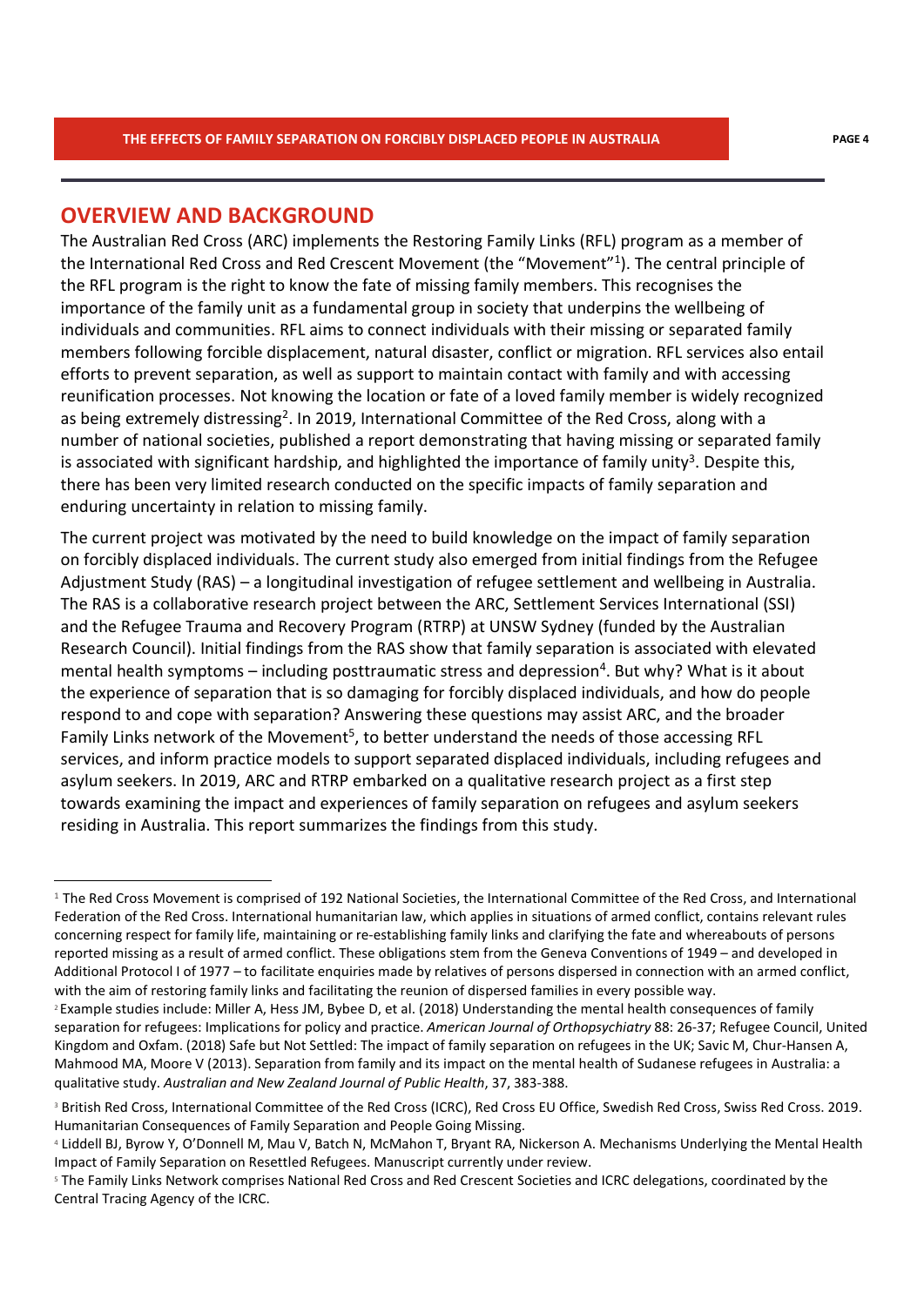## OVERVIEW AND BACKGROUND

The Australian Red Cross (ARC) implements the Restoring Family Links (RFL) program as a member of the International Red Cross and Red Crescent Movement (the "Movement"[1]). The central principle of the RFL program is the right to know the fate of missing family members. This recognises the importance of the family unit as a fundamental group in society that underpins the wellbeing of individuals and communities. RFL aims to connect individuals with their missing or separated family members following forcible displacement, natural disaster, conflict or migration. RFL services also entail efforts to prevent separation, as well as support to maintain contact with family and with accessing reunification processes. Not knowing the location or fate of a loved family member is widely recognized as being extremely distressing[2]. In 2019, International Committee of the Red Cross, along with a number of national societies, published a report demonstrating that having missing or separated family is associated with significant hardship, and highlighted the importance of family unity[3]. Despite this, there has been very limited research conducted on the specific impacts of family separation and enduring uncertainty in relation to missing family.

The current project was motivated by the need to build knowledge on the impact of family separation on forcibly displaced individuals. The current study also emerged from initial findings from the Refugee Adjustment Study (RAS) – a longitudinal investigation of refugee settlement and wellbeing in Australia. The RAS is a collaborative research project between the ARC, Settlement Services International (SSI) and the Refugee Trauma and Recovery Program (RTRP) at UNSW Sydney (funded by the Australian Research Council). Initial findings from the RAS show that family separation is associated with elevated mental health symptoms – including posttraumatic stress and depression[4]. But why? What is it about the experience of separation that is so damaging for forcibly displaced individuals, and how do people respond to and cope with separation? Answering these questions may assist ARC, and the broader Family Links network of the Movement[5], to better understand the needs of those accessing RFL services, and inform practice models to support separated displaced individuals, including refugees and asylum seekers. In 2019, ARC and RTRP embarked on a qualitative research project as a first step towards examining the impact and experiences of family separation on refugees and asylum seekers residing in Australia. This report summarizes the findings from this study.

---

[1] The Red Cross Movement is comprised of 192 National Societies, the International Committee of the Red Cross, and International Federation of the Red Cross. International humanitarian law, which applies in situations of armed conflict, contains relevant rules concerning respect for family life, maintaining or re-establishing family links and clarifying the fate and whereabouts of persons reported missing as a result of armed conflict. These obligations stem from the Geneva Conventions of 1949 – and developed in Additional Protocol I of 1977 – to facilitate enquiries made by relatives of persons dispersed in connection with an armed conflict, with the aim of restoring family links and facilitating the reunion of dispersed families in every possible way.

[2] Example studies include: Miller A, Hess JM, Bybee D, et al. (2018) Understanding the mental health consequences of family separation for refugees: Implications for policy and practice. *American Journal of Orthopsychiatry* 88: 26-37; Refugee Council, United Kingdom and Oxfam. (2018) Safe but Not Settled: The impact of family separation on refugees in the UK; Savic M, Chur-Hansen A, Mahmood MA, Moore V (2013). Separation from family and its impact on the mental health of Sudanese refugees in Australia: a qualitative study. *Australian and New Zealand Journal of Public Health*, 37, 383-388.

[3] British Red Cross, International Committee of the Red Cross (ICRC), Red Cross EU Office, Swedish Red Cross, Swiss Red Cross. 2019. Humanitarian Consequences of Family Separation and People Going Missing.

[4] Liddell BJ, Byrow Y, O'Donnell M, Mau V, Batch N, McMahon T, Bryant RA, Nickerson A. Mechanisms Underlying the Mental Health Impact of Family Separation on Resettled Refugees. Manuscript currently under review.

[5] The Family Links Network comprises National Red Cross and Red Crescent Societies and ICRC delegations, coordinated by the Central Tracing Agency of the ICRC.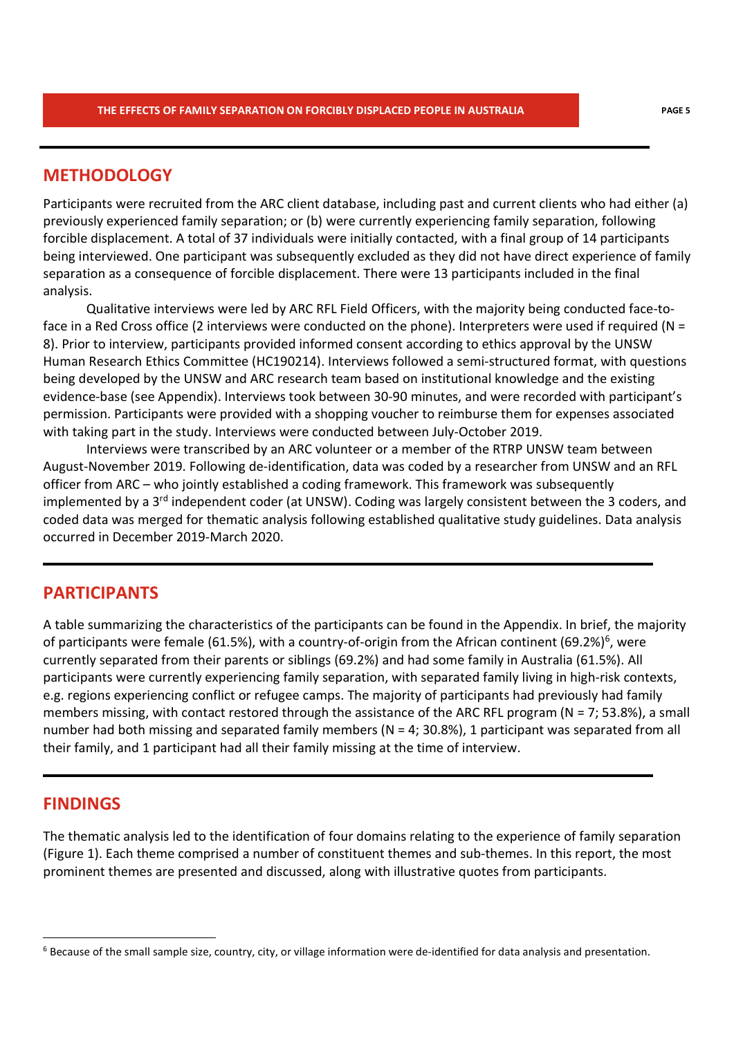## METHODOLOGY

Participants were recruited from the ARC client database, including past and current clients who had either (a) previously experienced family separation; or (b) were currently experiencing family separation, following forcible displacement. A total of 37 individuals were initially contacted, with a final group of 14 participants being interviewed. One participant was subsequently excluded as they did not have direct experience of family separation as a consequence of forcible displacement. There were 13 participants included in the final analysis.

Qualitative interviews were led by ARC RFL Field Officers, with the majority being conducted face-to-face in a Red Cross office (2 interviews were conducted on the phone). Interpreters were used if required (N = 8). Prior to interview, participants provided informed consent according to ethics approval by the UNSW Human Research Ethics Committee (HC190214). Interviews followed a semi-structured format, with questions being developed by the UNSW and ARC research team based on institutional knowledge and the existing evidence-base (see Appendix). Interviews took between 30-90 minutes, and were recorded with participant's permission. Participants were provided with a shopping voucher to reimburse them for expenses associated with taking part in the study. Interviews were conducted between July-October 2019.

Interviews were transcribed by an ARC volunteer or a member of the RTRP UNSW team between August-November 2019. Following de-identification, data was coded by a researcher from UNSW and an RFL officer from ARC – who jointly established a coding framework. This framework was subsequently implemented by a 3rd independent coder (at UNSW). Coding was largely consistent between the 3 coders, and coded data was merged for thematic analysis following established qualitative study guidelines. Data analysis occurred in December 2019-March 2020.

## PARTICIPANTS

A table summarizing the characteristics of the participants can be found in the Appendix. In brief, the majority of participants were female (61.5%), with a country-of-origin from the African continent (69.2%)[6], were currently separated from their parents or siblings (69.2%) and had some family in Australia (61.5%). All participants were currently experiencing family separation, with separated family living in high-risk contexts, e.g. regions experiencing conflict or refugee camps. The majority of participants had previously had family members missing, with contact restored through the assistance of the ARC RFL program (N = 7; 53.8%), a small number had both missing and separated family members (N = 4; 30.8%), 1 participant was separated from all their family, and 1 participant had all their family missing at the time of interview.

## FINDINGS

The thematic analysis led to the identification of four domains relating to the experience of family separation (Figure 1). Each theme comprised a number of constituent themes and sub-themes. In this report, the most prominent themes are presented and discussed, along with illustrative quotes from participants.

---

[6] Because of the small sample size, country, city, or village information were de-identified for data analysis and presentation.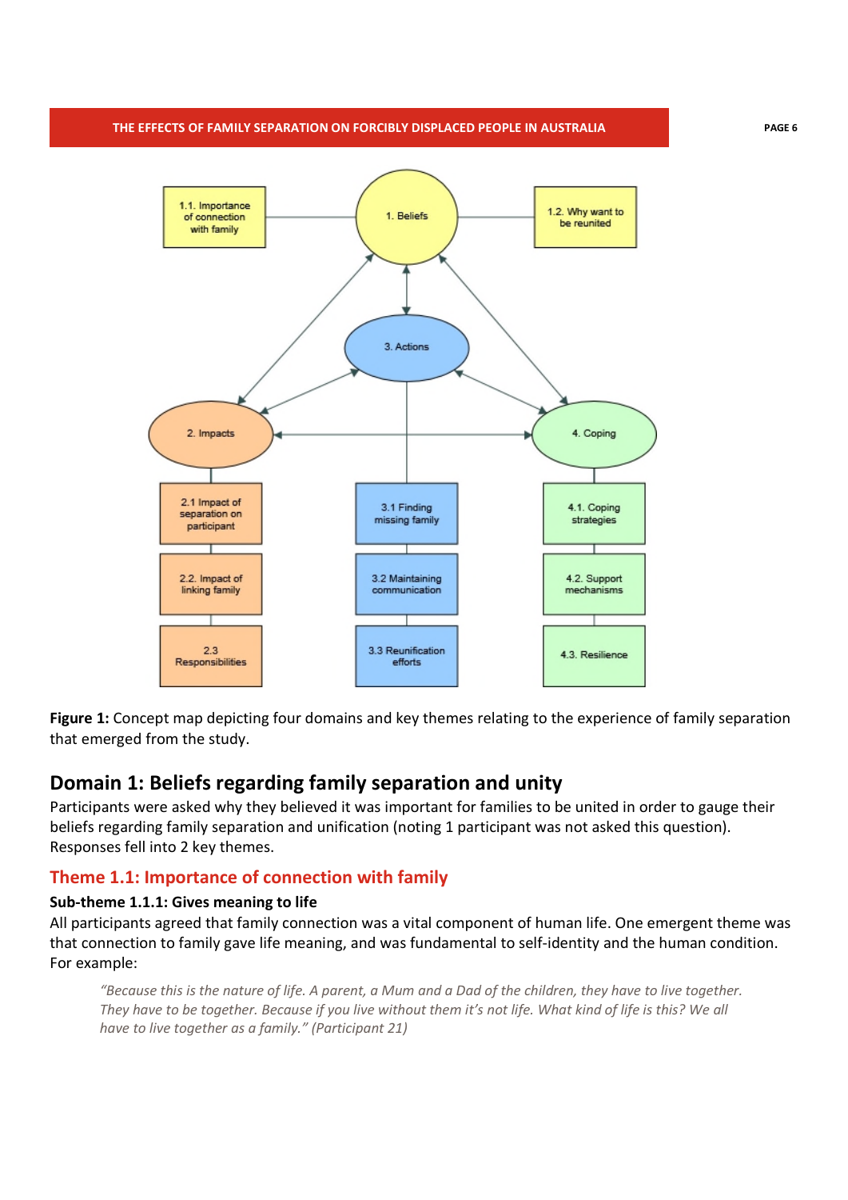Figure 1: Concept map depicting four domains and key themes relating to the experience of family separation that emerged from the study.

## Domain 1: Beliefs regarding family separation and unity

Participants were asked why they believed it was important for families to be united in order to gauge their beliefs regarding family separation and unification (noting 1 participant was not asked this question). Responses fell into 2 key themes.

### Theme 1.1: Importance of connection with family

#### Sub-theme 1.1.1: Gives meaning to life

All participants agreed that family connection was a vital component of human life. One emergent theme was that connection to family gave life meaning, and was fundamental to self-identity and the human condition. For example:

> *"Because this is the nature of life. A parent, a Mum and a Dad of the children, they have to live together. They have to be together. Because if you live without them it's not life. What kind of life is this? We all have to live together as a family." (Participant 21)*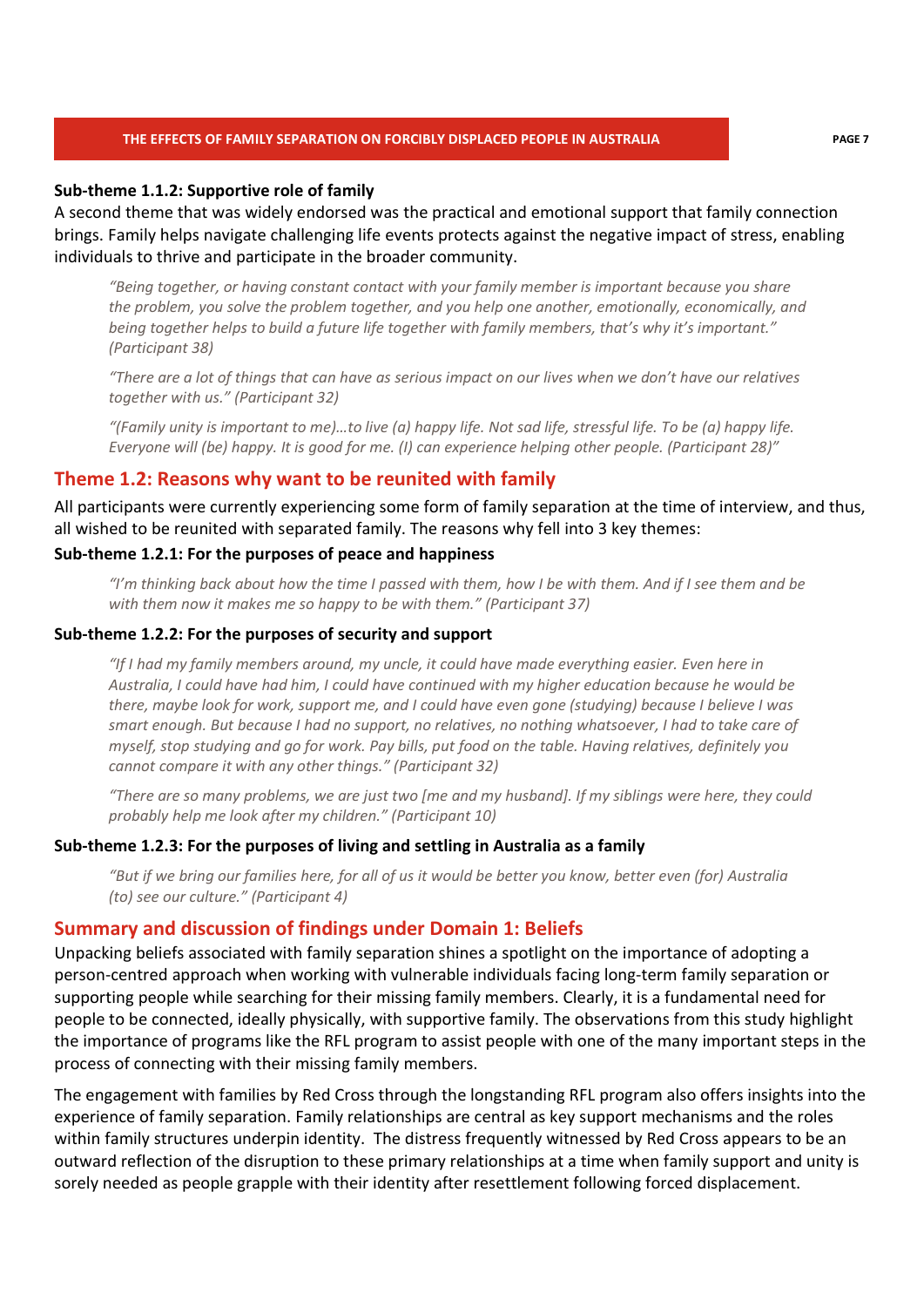#### Sub-theme 1.1.2: Supportive role of family

A second theme that was widely endorsed was the practical and emotional support that family connection brings. Family helps navigate challenging life events protects against the negative impact of stress, enabling individuals to thrive and participate in the broader community.

> *"Being together, or having constant contact with your family member is important because you share the problem, you solve the problem together, and you help one another, emotionally, economically, and being together helps to build a future life together with family members, that's why it's important." (Participant 38)*

> *"There are a lot of things that can have as serious impact on our lives when we don't have our relatives together with us." (Participant 32)*

> *"(Family unity is important to me)…to live (a) happy life. Not sad life, stressful life. To be (a) happy life. Everyone will (be) happy. It is good for me. (I) can experience helping other people. (Participant 28)"*

### Theme 1.2: Reasons why want to be reunited with family

All participants were currently experiencing some form of family separation at the time of interview, and thus, all wished to be reunited with separated family. The reasons why fell into 3 key themes:

#### Sub-theme 1.2.1: For the purposes of peace and happiness

> *"I'm thinking back about how the time I passed with them, how I be with them. And if I see them and be with them now it makes me so happy to be with them." (Participant 37)*

#### Sub-theme 1.2.2: For the purposes of security and support

> *"If I had my family members around, my uncle, it could have made everything easier. Even here in Australia, I could have had him, I could have continued with my higher education because he would be there, maybe look for work, support me, and I could have even gone (studying) because I believe I was smart enough. But because I had no support, no relatives, no nothing whatsoever, I had to take care of myself, stop studying and go for work. Pay bills, put food on the table. Having relatives, definitely you cannot compare it with any other things." (Participant 32)*

> *"There are so many problems, we are just two [me and my husband]. If my siblings were here, they could probably help me look after my children." (Participant 10)*

#### Sub-theme 1.2.3: For the purposes of living and settling in Australia as a family

> *"But if we bring our families here, for all of us it would be better you know, better even (for) Australia (to) see our culture." (Participant 4)*

### Summary and discussion of findings under Domain 1: Beliefs

Unpacking beliefs associated with family separation shines a spotlight on the importance of adopting a person-centred approach when working with vulnerable individuals facing long-term family separation or supporting people while searching for their missing family members. Clearly, it is a fundamental need for people to be connected, ideally physically, with supportive family. The observations from this study highlight the importance of programs like the RFL program to assist people with one of the many important steps in the process of connecting with their missing family members.

The engagement with families by Red Cross through the longstanding RFL program also offers insights into the experience of family separation. Family relationships are central as key support mechanisms and the roles within family structures underpin identity. The distress frequently witnessed by Red Cross appears to be an outward reflection of the disruption to these primary relationships at a time when family support and unity is sorely needed as people grapple with their identity after resettlement following forced displacement.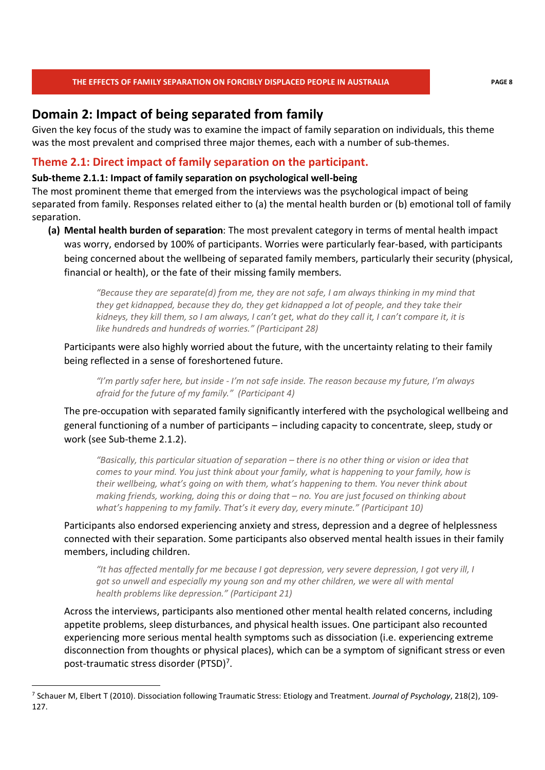## Domain 2: Impact of being separated from family

Given the key focus of the study was to examine the impact of family separation on individuals, this theme was the most prevalent and comprised three major themes, each with a number of sub-themes.

### Theme 2.1: Direct impact of family separation on the participant.

**Sub-theme 2.1.1: Impact of family separation on psychological well-being**

The most prominent theme that emerged from the interviews was the psychological impact of being separated from family. Responses related either to (a) the mental health burden or (b) emotional toll of family separation.

**(a) Mental health burden of separation**: The most prevalent category in terms of mental health impact was worry, endorsed by 100% of participants. Worries were particularly fear-based, with participants being concerned about the wellbeing of separated family members, particularly their security (physical, financial or health), or the fate of their missing family members.

> *"Because they are separate(d) from me, they are not safe, I am always thinking in my mind that they get kidnapped, because they do, they get kidnapped a lot of people, and they take their kidneys, they kill them, so I am always, I can't get, what do they call it, I can't compare it, it is like hundreds and hundreds of worries." (Participant 28)*

Participants were also highly worried about the future, with the uncertainty relating to their family being reflected in a sense of foreshortened future.

> *"I'm partly safer here, but inside - I'm not safe inside. The reason because my future, I'm always afraid for the future of my family." (Participant 4)*

The pre-occupation with separated family significantly interfered with the psychological wellbeing and general functioning of a number of participants – including capacity to concentrate, sleep, study or work (see Sub-theme 2.1.2).

> *"Basically, this particular situation of separation – there is no other thing or vision or idea that comes to your mind. You just think about your family, what is happening to your family, how is their wellbeing, what's going on with them, what's happening to them. You never think about making friends, working, doing this or doing that – no. You are just focused on thinking about what's happening to my family. That's it every day, every minute." (Participant 10)*

Participants also endorsed experiencing anxiety and stress, depression and a degree of helplessness connected with their separation. Some participants also observed mental health issues in their family members, including children.

> *"It has affected mentally for me because I got depression, very severe depression, I got very ill, I got so unwell and especially my young son and my other children, we were all with mental health problems like depression." (Participant 21)*

Across the interviews, participants also mentioned other mental health related concerns, including appetite problems, sleep disturbances, and physical health issues. One participant also recounted experiencing more serious mental health symptoms such as dissociation (i.e. experiencing extreme disconnection from thoughts or physical places), which can be a symptom of significant stress or even post-traumatic stress disorder (PTSD)[7].

---

[7] Schauer M, Elbert T (2010). Dissociation following Traumatic Stress: Etiology and Treatment. *Journal of Psychology*, 218(2), 109-127.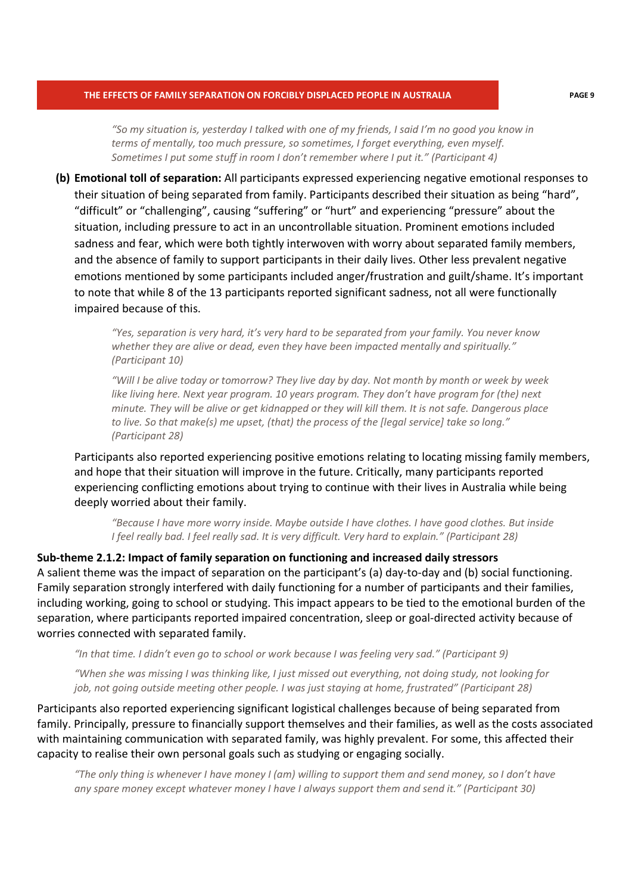> *"So my situation is, yesterday I talked with one of my friends, I said I'm no good you know in terms of mentally, too much pressure, so sometimes, I forget everything, even myself. Sometimes I put some stuff in room I don't remember where I put it." (Participant 4)*

**(b) Emotional toll of separation:** All participants expressed experiencing negative emotional responses to their situation of being separated from family. Participants described their situation as being "hard", "difficult" or "challenging", causing "suffering" or "hurt" and experiencing "pressure" about the situation, including pressure to act in an uncontrollable situation. Prominent emotions included sadness and fear, which were both tightly interwoven with worry about separated family members, and the absence of family to support participants in their daily lives. Other less prevalent negative emotions mentioned by some participants included anger/frustration and guilt/shame. It's important to note that while 8 of the 13 participants reported significant sadness, not all were functionally impaired because of this.

> *"Yes, separation is very hard, it's very hard to be separated from your family. You never know whether they are alive or dead, even they have been impacted mentally and spiritually." (Participant 10)*

> *"Will I be alive today or tomorrow? They live day by day. Not month by month or week by week like living here. Next year program. 10 years program. They don't have program for (the) next minute. They will be alive or get kidnapped or they will kill them. It is not safe. Dangerous place to live. So that make(s) me upset, (that) the process of the [legal service] take so long." (Participant 28)*

Participants also reported experiencing positive emotions relating to locating missing family members, and hope that their situation will improve in the future. Critically, many participants reported experiencing conflicting emotions about trying to continue with their lives in Australia while being deeply worried about their family.

> *"Because I have more worry inside. Maybe outside I have clothes. I have good clothes. But inside I feel really bad. I feel really sad. It is very difficult. Very hard to explain." (Participant 28)*

**Sub-theme 2.1.2: Impact of family separation on functioning and increased daily stressors**

A salient theme was the impact of separation on the participant's (a) day-to-day and (b) social functioning. Family separation strongly interfered with daily functioning for a number of participants and their families, including working, going to school or studying. This impact appears to be tied to the emotional burden of the separation, where participants reported impaired concentration, sleep or goal-directed activity because of worries connected with separated family.

> *"In that time. I didn't even go to school or work because I was feeling very sad." (Participant 9)*

> *"When she was missing I was thinking like, I just missed out everything, not doing study, not looking for job, not going outside meeting other people. I was just staying at home, frustrated" (Participant 28)*

Participants also reported experiencing significant logistical challenges because of being separated from family. Principally, pressure to financially support themselves and their families, as well as the costs associated with maintaining communication with separated family, was highly prevalent. For some, this affected their capacity to realise their own personal goals such as studying or engaging socially.

> *"The only thing is whenever I have money I (am) willing to support them and send money, so I don't have any spare money except whatever money I have I always support them and send it." (Participant 30)*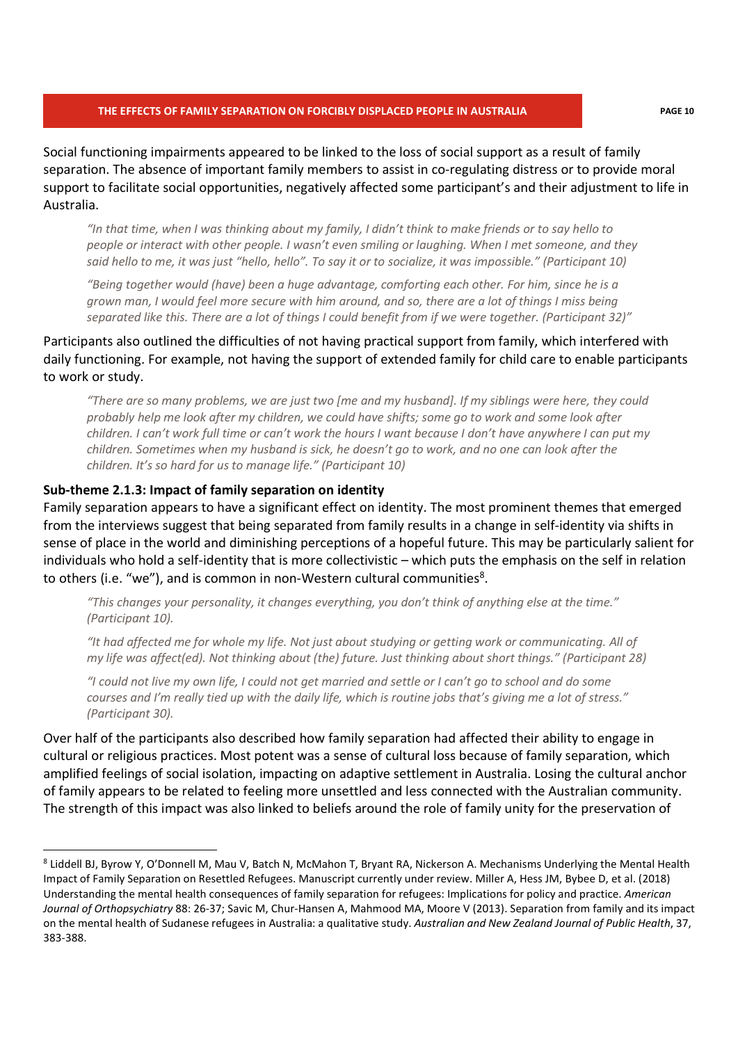Social functioning impairments appeared to be linked to the loss of social support as a result of family separation. The absence of important family members to assist in co-regulating distress or to provide moral support to facilitate social opportunities, negatively affected some participant's and their adjustment to life in Australia.

> *"In that time, when I was thinking about my family, I didn't think to make friends or to say hello to people or interact with other people. I wasn't even smiling or laughing. When I met someone, and they said hello to me, it was just "hello, hello". To say it or to socialize, it was impossible." (Participant 10)*

> *"Being together would (have) been a huge advantage, comforting each other. For him, since he is a grown man, I would feel more secure with him around, and so, there are a lot of things I miss being separated like this. There are a lot of things I could benefit from if we were together. (Participant 32)"*

Participants also outlined the difficulties of not having practical support from family, which interfered with daily functioning. For example, not having the support of extended family for child care to enable participants to work or study.

> *"There are so many problems, we are just two [me and my husband]. If my siblings were here, they could probably help me look after my children, we could have shifts; some go to work and some look after children. I can't work full time or can't work the hours I want because I don't have anywhere I can put my children. Sometimes when my husband is sick, he doesn't go to work, and no one can look after the children. It's so hard for us to manage life." (Participant 10)*

**Sub-theme 2.1.3: Impact of family separation on identity**

Family separation appears to have a significant effect on identity. The most prominent themes that emerged from the interviews suggest that being separated from family results in a change in self-identity via shifts in sense of place in the world and diminishing perceptions of a hopeful future. This may be particularly salient for individuals who hold a self-identity that is more collectivistic – which puts the emphasis on the self in relation to others (i.e. "we"), and is common in non-Western cultural communities[8].

> *"This changes your personality, it changes everything, you don't think of anything else at the time." (Participant 10).*

> *"It had affected me for whole my life. Not just about studying or getting work or communicating. All of my life was affect(ed). Not thinking about (the) future. Just thinking about short things." (Participant 28)*

> *"I could not live my own life, I could not get married and settle or I can't go to school and do some courses and I'm really tied up with the daily life, which is routine jobs that's giving me a lot of stress." (Participant 30).*

Over half of the participants also described how family separation had affected their ability to engage in cultural or religious practices. Most potent was a sense of cultural loss because of family separation, which amplified feelings of social isolation, impacting on adaptive settlement in Australia. Losing the cultural anchor of family appears to be related to feeling more unsettled and less connected with the Australian community. The strength of this impact was also linked to beliefs around the role of family unity for the preservation of

---

[8] Liddell BJ, Byrow Y, O'Donnell M, Mau V, Batch N, McMahon T, Bryant RA, Nickerson A. Mechanisms Underlying the Mental Health Impact of Family Separation on Resettled Refugees. Manuscript currently under review. Miller A, Hess JM, Bybee D, et al. (2018) Understanding the mental health consequences of family separation for refugees: Implications for policy and practice. *American Journal of Orthopsychiatry* 88: 26-37; Savic M, Chur-Hansen A, Mahmood MA, Moore V (2013). Separation from family and its impact on the mental health of Sudanese refugees in Australia: a qualitative study. *Australian and New Zealand Journal of Public Health*, 37, 383-388.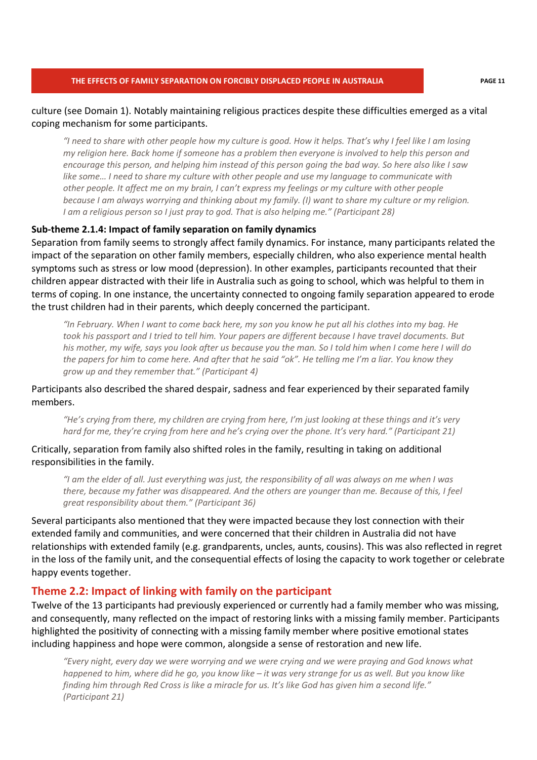culture (see Domain 1). Notably maintaining religious practices despite these difficulties emerged as a vital coping mechanism for some participants.

> *"I need to share with other people how my culture is good. How it helps. That's why I feel like I am losing my religion here. Back home if someone has a problem then everyone is involved to help this person and encourage this person, and helping him instead of this person going the bad way. So here also like I saw like some… I need to share my culture with other people and use my language to communicate with other people. It affect me on my brain, I can't express my feelings or my culture with other people because I am always worrying and thinking about my family. (I) want to share my culture or my religion. I am a religious person so I just pray to god. That is also helping me." (Participant 28)*

**Sub-theme 2.1.4: Impact of family separation on family dynamics**

Separation from family seems to strongly affect family dynamics. For instance, many participants related the impact of the separation on other family members, especially children, who also experience mental health symptoms such as stress or low mood (depression). In other examples, participants recounted that their children appear distracted with their life in Australia such as going to school, which was helpful to them in terms of coping. In one instance, the uncertainty connected to ongoing family separation appeared to erode the trust children had in their parents, which deeply concerned the participant.

> *"In February. When I want to come back here, my son you know he put all his clothes into my bag. He took his passport and I tried to tell him. Your papers are different because I have travel documents. But his mother, my wife, says you look after us because you the man. So I told him when I come here I will do the papers for him to come here. And after that he said "ok". He telling me I'm a liar. You know they grow up and they remember that." (Participant 4)*

Participants also described the shared despair, sadness and fear experienced by their separated family members.

> *"He's crying from there, my children are crying from here, I'm just looking at these things and it's very hard for me, they're crying from here and he's crying over the phone. It's very hard." (Participant 21)*

Critically, separation from family also shifted roles in the family, resulting in taking on additional responsibilities in the family.

> *"I am the elder of all. Just everything was just, the responsibility of all was always on me when I was there, because my father was disappeared. And the others are younger than me. Because of this, I feel great responsibility about them." (Participant 36)*

Several participants also mentioned that they were impacted because they lost connection with their extended family and communities, and were concerned that their children in Australia did not have relationships with extended family (e.g. grandparents, uncles, aunts, cousins). This was also reflected in regret in the loss of the family unit, and the consequential effects of losing the capacity to work together or celebrate happy events together.

## Theme 2.2: Impact of linking with family on the participant

Twelve of the 13 participants had previously experienced or currently had a family member who was missing, and consequently, many reflected on the impact of restoring links with a missing family member. Participants highlighted the positivity of connecting with a missing family member where positive emotional states including happiness and hope were common, alongside a sense of restoration and new life.

> *"Every night, every day we were worrying and we were crying and we were praying and God knows what happened to him, where did he go, you know like – it was very strange for us as well. But you know like finding him through Red Cross is like a miracle for us. It's like God has given him a second life." (Participant 21)*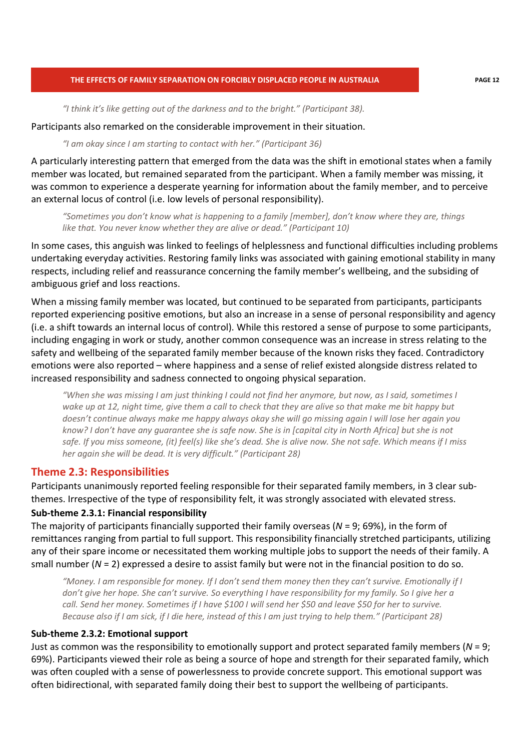*"I think it's like getting out of the darkness and to the bright." (Participant 38).*

Participants also remarked on the considerable improvement in their situation.

*"I am okay since I am starting to contact with her." (Participant 36)*

A particularly interesting pattern that emerged from the data was the shift in emotional states when a family member was located, but remained separated from the participant. When a family member was missing, it was common to experience a desperate yearning for information about the family member, and to perceive an external locus of control (i.e. low levels of personal responsibility).

*"Sometimes you don't know what is happening to a family [member], don't know where they are, things like that. You never know whether they are alive or dead." (Participant 10)*

In some cases, this anguish was linked to feelings of helplessness and functional difficulties including problems undertaking everyday activities. Restoring family links was associated with gaining emotional stability in many respects, including relief and reassurance concerning the family member's wellbeing, and the subsiding of ambiguous grief and loss reactions.

When a missing family member was located, but continued to be separated from participants, participants reported experiencing positive emotions, but also an increase in a sense of personal responsibility and agency (i.e. a shift towards an internal locus of control). While this restored a sense of purpose to some participants, including engaging in work or study, another common consequence was an increase in stress relating to the safety and wellbeing of the separated family member because of the known risks they faced. Contradictory emotions were also reported – where happiness and a sense of relief existed alongside distress related to increased responsibility and sadness connected to ongoing physical separation.

*"When she was missing I am just thinking I could not find her anymore, but now, as I said, sometimes I wake up at 12, night time, give them a call to check that they are alive so that make me bit happy but doesn't continue always make me happy always okay she will go missing again I will lose her again you know? I don't have any guarantee she is safe now. She is in [capital city in North Africa] but she is not safe. If you miss someone, (it) feel(s) like she's dead. She is alive now. She not safe. Which means if I miss her again she will be dead. It is very difficult." (Participant 28)*

## Theme 2.3: Responsibilities

Participants unanimously reported feeling responsible for their separated family members, in 3 clear sub-themes. Irrespective of the type of responsibility felt, it was strongly associated with elevated stress.

### Sub-theme 2.3.1: Financial responsibility

The majority of participants financially supported their family overseas (*N* = 9; 69%), in the form of remittances ranging from partial to full support. This responsibility financially stretched participants, utilizing any of their spare income or necessitated them working multiple jobs to support the needs of their family. A small number (*N* = 2) expressed a desire to assist family but were not in the financial position to do so.

*"Money. I am responsible for money. If I don't send them money then they can't survive. Emotionally if I don't give her hope. She can't survive. So everything I have responsibility for my family. So I give her a call. Send her money. Sometimes if I have $100 I will send her $50 and leave $50 for her to survive. Because also if I am sick, if I die here, instead of this I am just trying to help them." (Participant 28)*

### Sub-theme 2.3.2: Emotional support

Just as common was the responsibility to emotionally support and protect separated family members (*N* = 9; 69%). Participants viewed their role as being a source of hope and strength for their separated family, which was often coupled with a sense of powerlessness to provide concrete support. This emotional support was often bidirectional, with separated family doing their best to support the wellbeing of participants.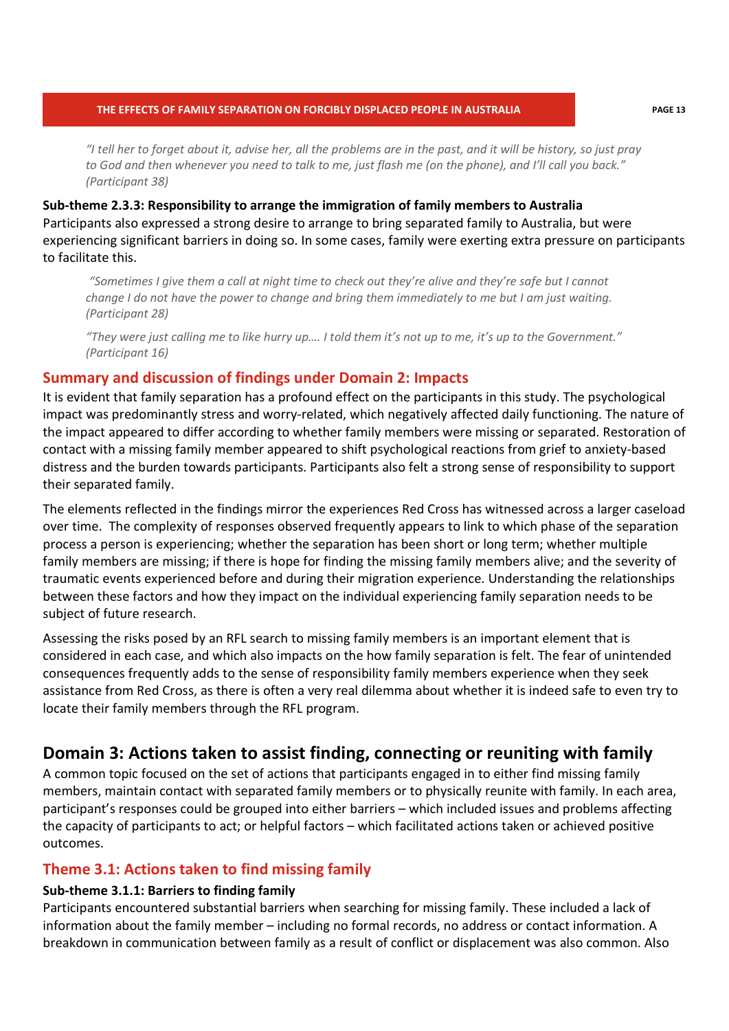*"I tell her to forget about it, advise her, all the problems are in the past, and it will be history, so just pray to God and then whenever you need to talk to me, just flash me (on the phone), and I'll call you back." (Participant 38)*

**Sub-theme 2.3.3: Responsibility to arrange the immigration of family members to Australia**

Participants also expressed a strong desire to arrange to bring separated family to Australia, but were experiencing significant barriers in doing so. In some cases, family were exerting extra pressure on participants to facilitate this.

*"Sometimes I give them a call at night time to check out they're alive and they're safe but I cannot change I do not have the power to change and bring them immediately to me but I am just waiting. (Participant 28)*

*"They were just calling me to like hurry up…. I told them it's not up to me, it's up to the Government." (Participant 16)*

### Summary and discussion of findings under Domain 2: Impacts

It is evident that family separation has a profound effect on the participants in this study. The psychological impact was predominantly stress and worry-related, which negatively affected daily functioning. The nature of the impact appeared to differ according to whether family members were missing or separated. Restoration of contact with a missing family member appeared to shift psychological reactions from grief to anxiety-based distress and the burden towards participants. Participants also felt a strong sense of responsibility to support their separated family.

The elements reflected in the findings mirror the experiences Red Cross has witnessed across a larger caseload over time. The complexity of responses observed frequently appears to link to which phase of the separation process a person is experiencing; whether the separation has been short or long term; whether multiple family members are missing; if there is hope for finding the missing family members alive; and the severity of traumatic events experienced before and during their migration experience. Understanding the relationships between these factors and how they impact on the individual experiencing family separation needs to be subject of future research.

Assessing the risks posed by an RFL search to missing family members is an important element that is considered in each case, and which also impacts on the how family separation is felt. The fear of unintended consequences frequently adds to the sense of responsibility family members experience when they seek assistance from Red Cross, as there is often a very real dilemma about whether it is indeed safe to even try to locate their family members through the RFL program.

## Domain 3: Actions taken to assist finding, connecting or reuniting with family

A common topic focused on the set of actions that participants engaged in to either find missing family members, maintain contact with separated family members or to physically reunite with family. In each area, participant's responses could be grouped into either barriers – which included issues and problems affecting the capacity of participants to act; or helpful factors – which facilitated actions taken or achieved positive outcomes.

### Theme 3.1: Actions taken to find missing family

**Sub-theme 3.1.1: Barriers to finding family**

Participants encountered substantial barriers when searching for missing family. These included a lack of information about the family member – including no formal records, no address or contact information. A breakdown in communication between family as a result of conflict or displacement was also common. Also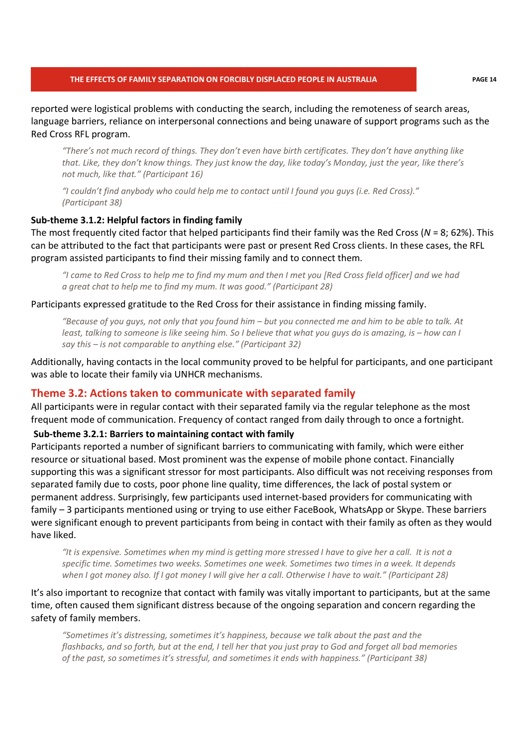reported were logistical problems with conducting the search, including the remoteness of search areas, language barriers, reliance on interpersonal connections and being unaware of support programs such as the Red Cross RFL program.

> *"There's not much record of things. They don't even have birth certificates. They don't have anything like that. Like, they don't know things. They just know the day, like today's Monday, just the year, like there's not much, like that." (Participant 16)*

> *"I couldn't find anybody who could help me to contact until I found you guys (i.e. Red Cross)." (Participant 38)*

**Sub-theme 3.1.2: Helpful factors in finding family**

The most frequently cited factor that helped participants find their family was the Red Cross ($N$ = 8; 62%). This can be attributed to the fact that participants were past or present Red Cross clients. In these cases, the RFL program assisted participants to find their missing family and to connect them.

> *"I came to Red Cross to help me to find my mum and then I met you [Red Cross field officer] and we had a great chat to help me to find my mum. It was good." (Participant 28)*

Participants expressed gratitude to the Red Cross for their assistance in finding missing family.

> *"Because of you guys, not only that you found him – but you connected me and him to be able to talk. At least, talking to someone is like seeing him. So I believe that what you guys do is amazing, is – how can I say this – is not comparable to anything else." (Participant 32)*

Additionally, having contacts in the local community proved to be helpful for participants, and one participant was able to locate their family via UNHCR mechanisms.

## Theme 3.2: Actions taken to communicate with separated family

All participants were in regular contact with their separated family via the regular telephone as the most frequent mode of communication. Frequency of contact ranged from daily through to once a fortnight.

**Sub-theme 3.2.1: Barriers to maintaining contact with family**

Participants reported a number of significant barriers to communicating with family, which were either resource or situational based. Most prominent was the expense of mobile phone contact. Financially supporting this was a significant stressor for most participants. Also difficult was not receiving responses from separated family due to costs, poor phone line quality, time differences, the lack of postal system or permanent address. Surprisingly, few participants used internet-based providers for communicating with family – 3 participants mentioned using or trying to use either FaceBook, WhatsApp or Skype. These barriers were significant enough to prevent participants from being in contact with their family as often as they would have liked.

> *"It is expensive. Sometimes when my mind is getting more stressed I have to give her a call. It is not a specific time. Sometimes two weeks. Sometimes one week. Sometimes two times in a week. It depends when I got money also. If I got money I will give her a call. Otherwise I have to wait." (Participant 28)*

It's also important to recognize that contact with family was vitally important to participants, but at the same time, often caused them significant distress because of the ongoing separation and concern regarding the safety of family members.

> *"Sometimes it's distressing, sometimes it's happiness, because we talk about the past and the flashbacks, and so forth, but at the end, I tell her that you just pray to God and forget all bad memories of the past, so sometimes it's stressful, and sometimes it ends with happiness." (Participant 38)*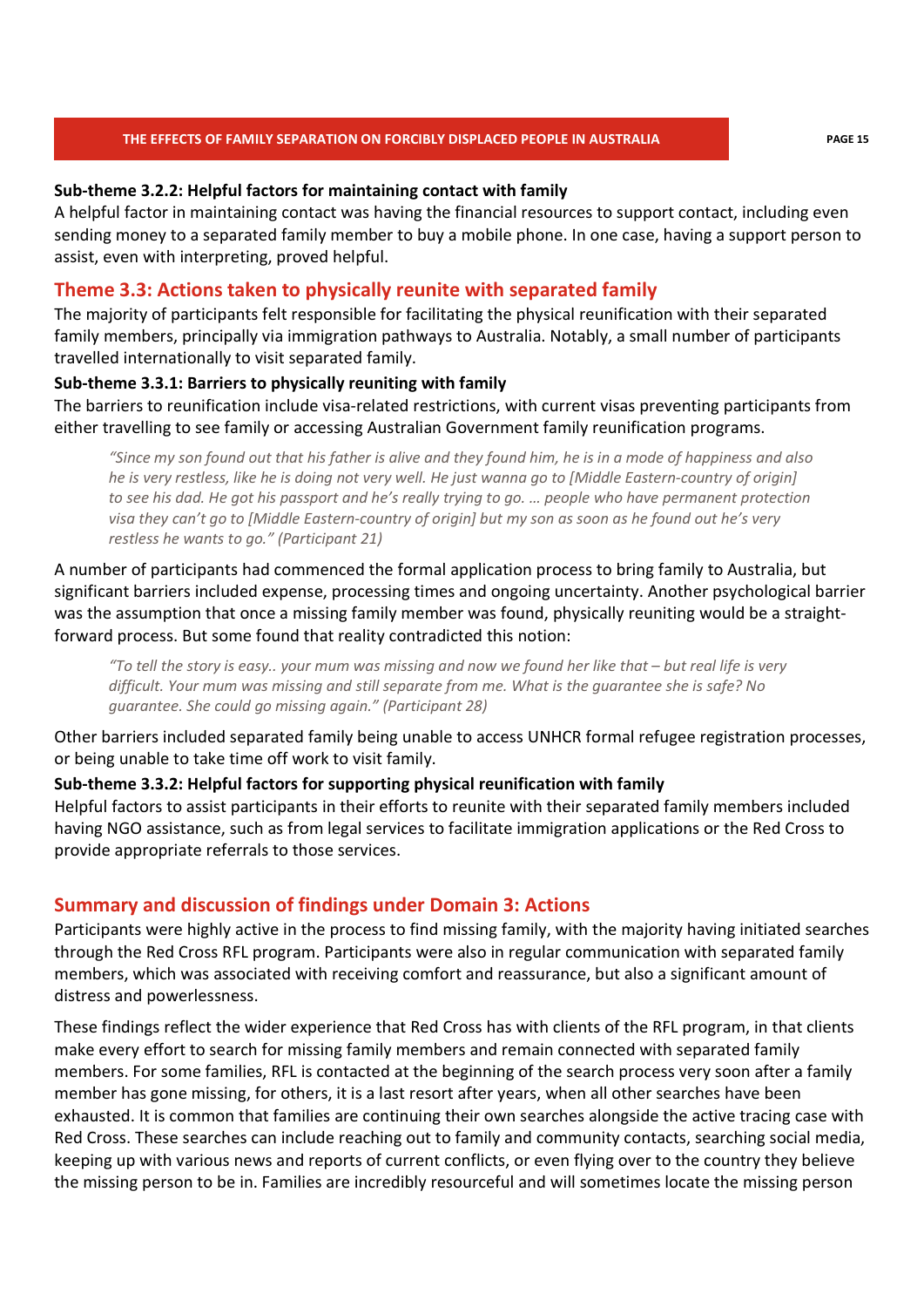#### Sub-theme 3.2.2: Helpful factors for maintaining contact with family

A helpful factor in maintaining contact was having the financial resources to support contact, including even sending money to a separated family member to buy a mobile phone. In one case, having a support person to assist, even with interpreting, proved helpful.

### Theme 3.3: Actions taken to physically reunite with separated family

The majority of participants felt responsible for facilitating the physical reunification with their separated family members, principally via immigration pathways to Australia. Notably, a small number of participants travelled internationally to visit separated family.

#### Sub-theme 3.3.1: Barriers to physically reuniting with family

The barriers to reunification include visa-related restrictions, with current visas preventing participants from either travelling to see family or accessing Australian Government family reunification programs.

> *"Since my son found out that his father is alive and they found him, he is in a mode of happiness and also he is very restless, like he is doing not very well. He just wanna go to [Middle Eastern-country of origin] to see his dad. He got his passport and he's really trying to go. … people who have permanent protection visa they can't go to [Middle Eastern-country of origin] but my son as soon as he found out he's very restless he wants to go." (Participant 21)*

A number of participants had commenced the formal application process to bring family to Australia, but significant barriers included expense, processing times and ongoing uncertainty. Another psychological barrier was the assumption that once a missing family member was found, physically reuniting would be a straight-forward process. But some found that reality contradicted this notion:

> *"To tell the story is easy.. your mum was missing and now we found her like that – but real life is very difficult. Your mum was missing and still separate from me. What is the guarantee she is safe? No guarantee. She could go missing again." (Participant 28)*

Other barriers included separated family being unable to access UNHCR formal refugee registration processes, or being unable to take time off work to visit family.

#### Sub-theme 3.3.2: Helpful factors for supporting physical reunification with family

Helpful factors to assist participants in their efforts to reunite with their separated family members included having NGO assistance, such as from legal services to facilitate immigration applications or the Red Cross to provide appropriate referrals to those services.

### Summary and discussion of findings under Domain 3: Actions

Participants were highly active in the process to find missing family, with the majority having initiated searches through the Red Cross RFL program. Participants were also in regular communication with separated family members, which was associated with receiving comfort and reassurance, but also a significant amount of distress and powerlessness.

These findings reflect the wider experience that Red Cross has with clients of the RFL program, in that clients make every effort to search for missing family members and remain connected with separated family members. For some families, RFL is contacted at the beginning of the search process very soon after a family member has gone missing, for others, it is a last resort after years, when all other searches have been exhausted. It is common that families are continuing their own searches alongside the active tracing case with Red Cross. These searches can include reaching out to family and community contacts, searching social media, keeping up with various news and reports of current conflicts, or even flying over to the country they believe the missing person to be in. Families are incredibly resourceful and will sometimes locate the missing person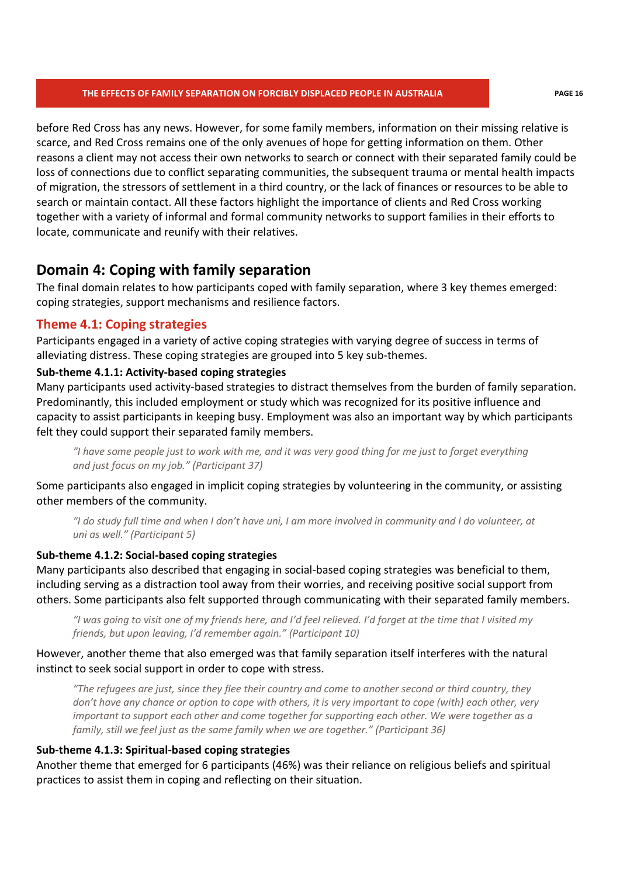before Red Cross has any news. However, for some family members, information on their missing relative is scarce, and Red Cross remains one of the only avenues of hope for getting information on them. Other reasons a client may not access their own networks to search or connect with their separated family could be loss of connections due to conflict separating communities, the subsequent trauma or mental health impacts of migration, the stressors of settlement in a third country, or the lack of finances or resources to be able to search or maintain contact. All these factors highlight the importance of clients and Red Cross working together with a variety of informal and formal community networks to support families in their efforts to locate, communicate and reunify with their relatives.

## Domain 4: Coping with family separation

The final domain relates to how participants coped with family separation, where 3 key themes emerged: coping strategies, support mechanisms and resilience factors.

### Theme 4.1: Coping strategies

Participants engaged in a variety of active coping strategies with varying degree of success in terms of alleviating distress. These coping strategies are grouped into 5 key sub-themes.

#### Sub-theme 4.1.1: Activity-based coping strategies

Many participants used activity-based strategies to distract themselves from the burden of family separation. Predominantly, this included employment or study which was recognized for its positive influence and capacity to assist participants in keeping busy. Employment was also an important way by which participants felt they could support their separated family members.

> *"I have some people just to work with me, and it was very good thing for me just to forget everything and just focus on my job." (Participant 37)*

Some participants also engaged in implicit coping strategies by volunteering in the community, or assisting other members of the community.

> *"I do study full time and when I don't have uni, I am more involved in community and I do volunteer, at uni as well." (Participant 5)*

#### Sub-theme 4.1.2: Social-based coping strategies

Many participants also described that engaging in social-based coping strategies was beneficial to them, including serving as a distraction tool away from their worries, and receiving positive social support from others. Some participants also felt supported through communicating with their separated family members.

> *"I was going to visit one of my friends here, and I'd feel relieved. I'd forget at the time that I visited my friends, but upon leaving, I'd remember again." (Participant 10)*

However, another theme that also emerged was that family separation itself interferes with the natural instinct to seek social support in order to cope with stress.

> *"The refugees are just, since they flee their country and come to another second or third country, they don't have any chance or option to cope with others, it is very important to cope (with) each other, very important to support each other and come together for supporting each other. We were together as a family, still we feel just as the same family when we are together." (Participant 36)*

#### Sub-theme 4.1.3: Spiritual-based coping strategies

Another theme that emerged for 6 participants (46%) was their reliance on religious beliefs and spiritual practices to assist them in coping and reflecting on their situation.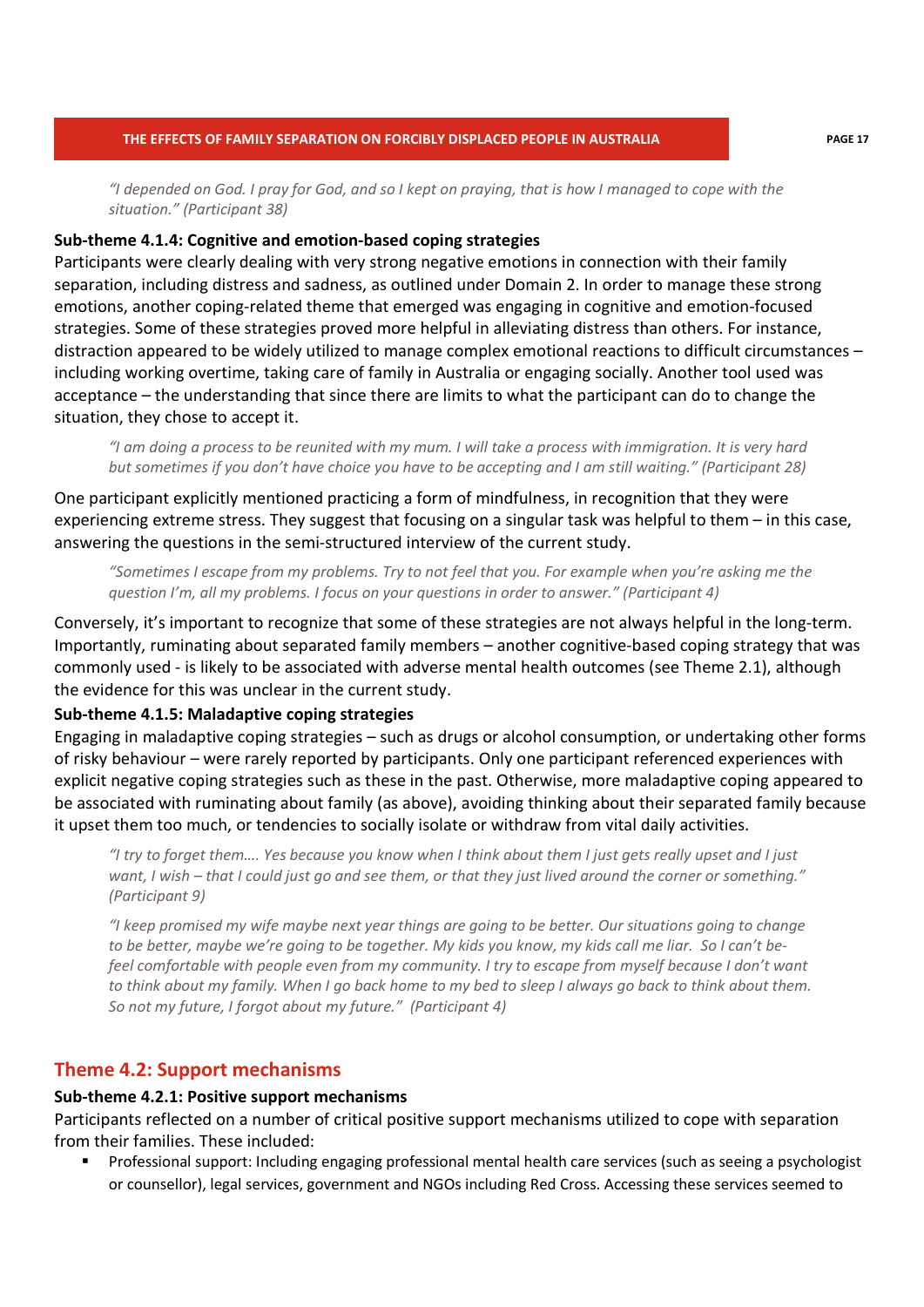> *"I depended on God. I pray for God, and so I kept on praying, that is how I managed to cope with the situation." (Participant 38)*

**Sub-theme 4.1.4: Cognitive and emotion-based coping strategies**

Participants were clearly dealing with very strong negative emotions in connection with their family separation, including distress and sadness, as outlined under Domain 2. In order to manage these strong emotions, another coping-related theme that emerged was engaging in cognitive and emotion-focused strategies. Some of these strategies proved more helpful in alleviating distress than others. For instance, distraction appeared to be widely utilized to manage complex emotional reactions to difficult circumstances – including working overtime, taking care of family in Australia or engaging socially. Another tool used was acceptance – the understanding that since there are limits to what the participant can do to change the situation, they chose to accept it.

> *"I am doing a process to be reunited with my mum. I will take a process with immigration. It is very hard but sometimes if you don't have choice you have to be accepting and I am still waiting." (Participant 28)*

One participant explicitly mentioned practicing a form of mindfulness, in recognition that they were experiencing extreme stress. They suggest that focusing on a singular task was helpful to them – in this case, answering the questions in the semi-structured interview of the current study.

> *"Sometimes I escape from my problems. Try to not feel that you. For example when you're asking me the question I'm, all my problems. I focus on your questions in order to answer." (Participant 4)*

Conversely, it's important to recognize that some of these strategies are not always helpful in the long-term. Importantly, ruminating about separated family members – another cognitive-based coping strategy that was commonly used - is likely to be associated with adverse mental health outcomes (see Theme 2.1), although the evidence for this was unclear in the current study.

**Sub-theme 4.1.5: Maladaptive coping strategies**

Engaging in maladaptive coping strategies – such as drugs or alcohol consumption, or undertaking other forms of risky behaviour – were rarely reported by participants. Only one participant referenced experiences with explicit negative coping strategies such as these in the past. Otherwise, more maladaptive coping appeared to be associated with ruminating about family (as above), avoiding thinking about their separated family because it upset them too much, or tendencies to socially isolate or withdraw from vital daily activities.

> *"I try to forget them…. Yes because you know when I think about them I just gets really upset and I just want, I wish – that I could just go and see them, or that they just lived around the corner or something." (Participant 9)*

> *"I keep promised my wife maybe next year things are going to be better. Our situations going to change to be better, maybe we're going to be together. My kids you know, my kids call me liar. So I can't be-feel comfortable with people even from my community. I try to escape from myself because I don't want to think about my family. When I go back home to my bed to sleep I always go back to think about them. So not my future, I forgot about my future." (Participant 4)*

## Theme 4.2: Support mechanisms

**Sub-theme 4.2.1: Positive support mechanisms**

Participants reflected on a number of critical positive support mechanisms utilized to cope with separation from their families. These included:

- Professional support: Including engaging professional mental health care services (such as seeing a psychologist or counsellor), legal services, government and NGOs including Red Cross. Accessing these services seemed to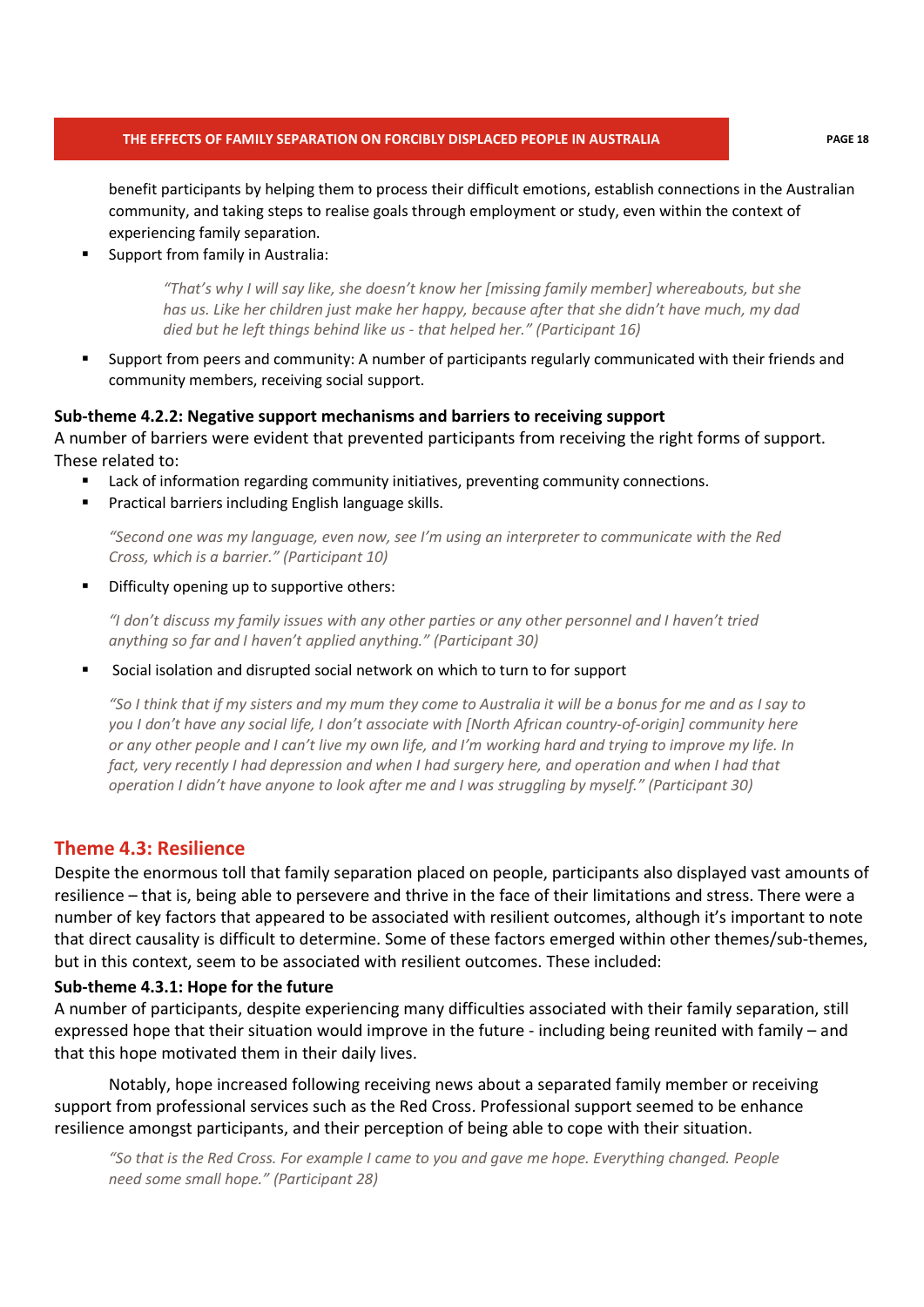benefit participants by helping them to process their difficult emotions, establish connections in the Australian community, and taking steps to realise goals through employment or study, even within the context of experiencing family separation.

- Support from family in Australia:

> *"That's why I will say like, she doesn't know her [missing family member] whereabouts, but she has us. Like her children just make her happy, because after that she didn't have much, my dad died but he left things behind like us - that helped her." (Participant 16)*

- Support from peers and community: A number of participants regularly communicated with their friends and community members, receiving social support.

**Sub-theme 4.2.2: Negative support mechanisms and barriers to receiving support**

A number of barriers were evident that prevented participants from receiving the right forms of support. These related to:

- Lack of information regarding community initiatives, preventing community connections.
- Practical barriers including English language skills.

> *"Second one was my language, even now, see I'm using an interpreter to communicate with the Red Cross, which is a barrier." (Participant 10)*

- Difficulty opening up to supportive others:

> *"I don't discuss my family issues with any other parties or any other personnel and I haven't tried anything so far and I haven't applied anything." (Participant 30)*

- Social isolation and disrupted social network on which to turn to for support

> *"So I think that if my sisters and my mum they come to Australia it will be a bonus for me and as I say to you I don't have any social life, I don't associate with [North African country-of-origin] community here or any other people and I can't live my own life, and I'm working hard and trying to improve my life. In fact, very recently I had depression and when I had surgery here, and operation and when I had that operation I didn't have anyone to look after me and I was struggling by myself." (Participant 30)*

## Theme 4.3: Resilience

Despite the enormous toll that family separation placed on people, participants also displayed vast amounts of resilience – that is, being able to persevere and thrive in the face of their limitations and stress. There were a number of key factors that appeared to be associated with resilient outcomes, although it's important to note that direct causality is difficult to determine. Some of these factors emerged within other themes/sub-themes, but in this context, seem to be associated with resilient outcomes. These included:

**Sub-theme 4.3.1: Hope for the future**

A number of participants, despite experiencing many difficulties associated with their family separation, still expressed hope that their situation would improve in the future - including being reunited with family – and that this hope motivated them in their daily lives.

Notably, hope increased following receiving news about a separated family member or receiving support from professional services such as the Red Cross. Professional support seemed to be enhance resilience amongst participants, and their perception of being able to cope with their situation.

> *"So that is the Red Cross. For example I came to you and gave me hope. Everything changed. People need some small hope." (Participant 28)*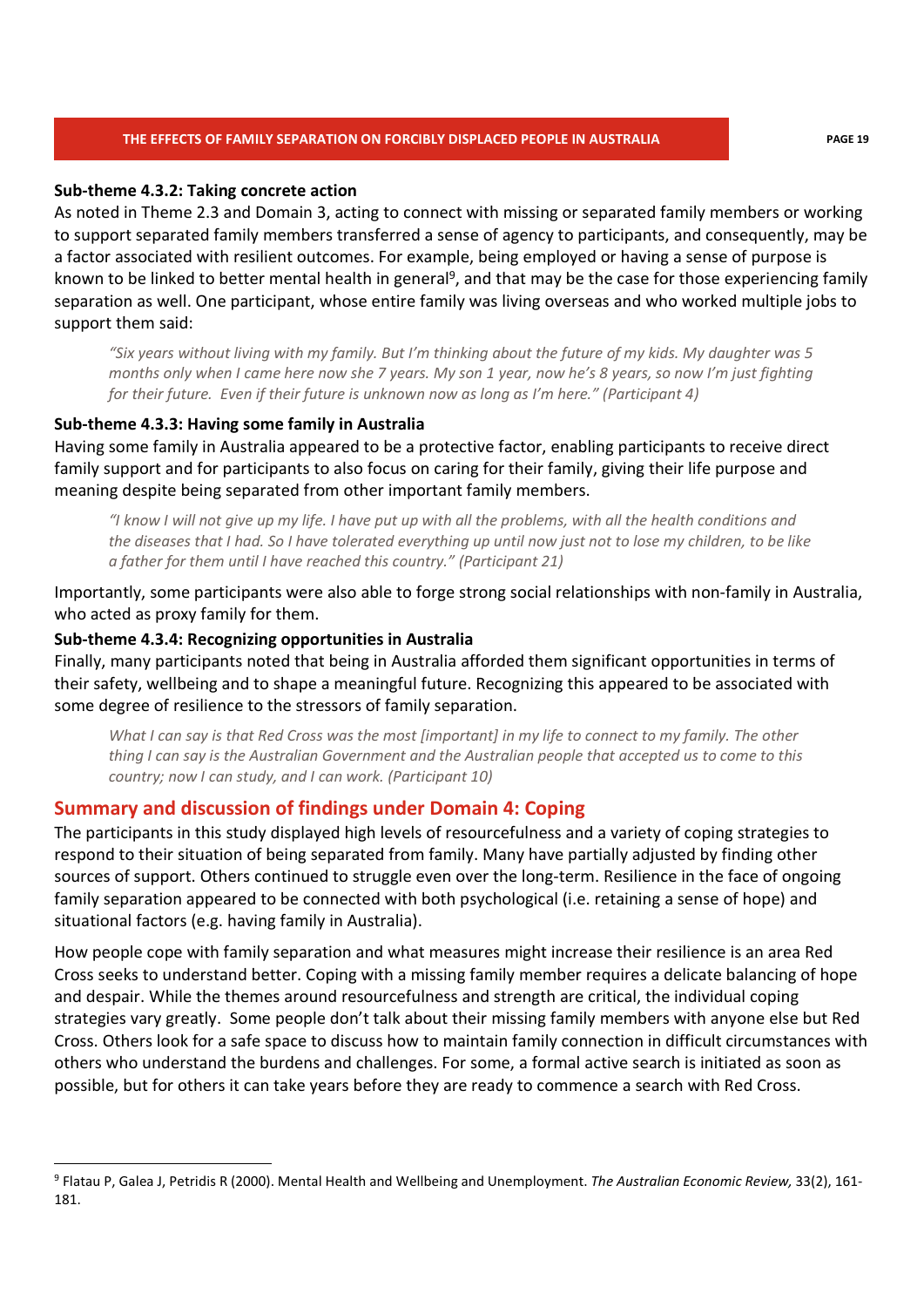### Sub-theme 4.3.2: Taking concrete action

As noted in Theme 2.3 and Domain 3, acting to connect with missing or separated family members or working to support separated family members transferred a sense of agency to participants, and consequently, may be a factor associated with resilient outcomes. For example, being employed or having a sense of purpose is known to be linked to better mental health in general[9], and that may be the case for those experiencing family separation as well. One participant, whose entire family was living overseas and who worked multiple jobs to support them said:

> *"Six years without living with my family. But I'm thinking about the future of my kids. My daughter was 5 months only when I came here now she 7 years. My son 1 year, now he's 8 years, so now I'm just fighting for their future. Even if their future is unknown now as long as I'm here." (Participant 4)*

### Sub-theme 4.3.3: Having some family in Australia

Having some family in Australia appeared to be a protective factor, enabling participants to receive direct family support and for participants to also focus on caring for their family, giving their life purpose and meaning despite being separated from other important family members.

> *"I know I will not give up my life. I have put up with all the problems, with all the health conditions and the diseases that I had. So I have tolerated everything up until now just not to lose my children, to be like a father for them until I have reached this country." (Participant 21)*

Importantly, some participants were also able to forge strong social relationships with non-family in Australia, who acted as proxy family for them.

### Sub-theme 4.3.4: Recognizing opportunities in Australia

Finally, many participants noted that being in Australia afforded them significant opportunities in terms of their safety, wellbeing and to shape a meaningful future. Recognizing this appeared to be associated with some degree of resilience to the stressors of family separation.

> *What I can say is that Red Cross was the most [important] in my life to connect to my family. The other thing I can say is the Australian Government and the Australian people that accepted us to come to this country; now I can study, and I can work. (Participant 10)*

## Summary and discussion of findings under Domain 4: Coping

The participants in this study displayed high levels of resourcefulness and a variety of coping strategies to respond to their situation of being separated from family. Many have partially adjusted by finding other sources of support. Others continued to struggle even over the long-term. Resilience in the face of ongoing family separation appeared to be connected with both psychological (i.e. retaining a sense of hope) and situational factors (e.g. having family in Australia).

How people cope with family separation and what measures might increase their resilience is an area Red Cross seeks to understand better. Coping with a missing family member requires a delicate balancing of hope and despair. While the themes around resourcefulness and strength are critical, the individual coping strategies vary greatly. Some people don't talk about their missing family members with anyone else but Red Cross. Others look for a safe space to discuss how to maintain family connection in difficult circumstances with others who understand the burdens and challenges. For some, a formal active search is initiated as soon as possible, but for others it can take years before they are ready to commence a search with Red Cross.

---

[9] Flatau P, Galea J, Petridis R (2000). Mental Health and Wellbeing and Unemployment. *The Australian Economic Review,* 33(2), 161-181.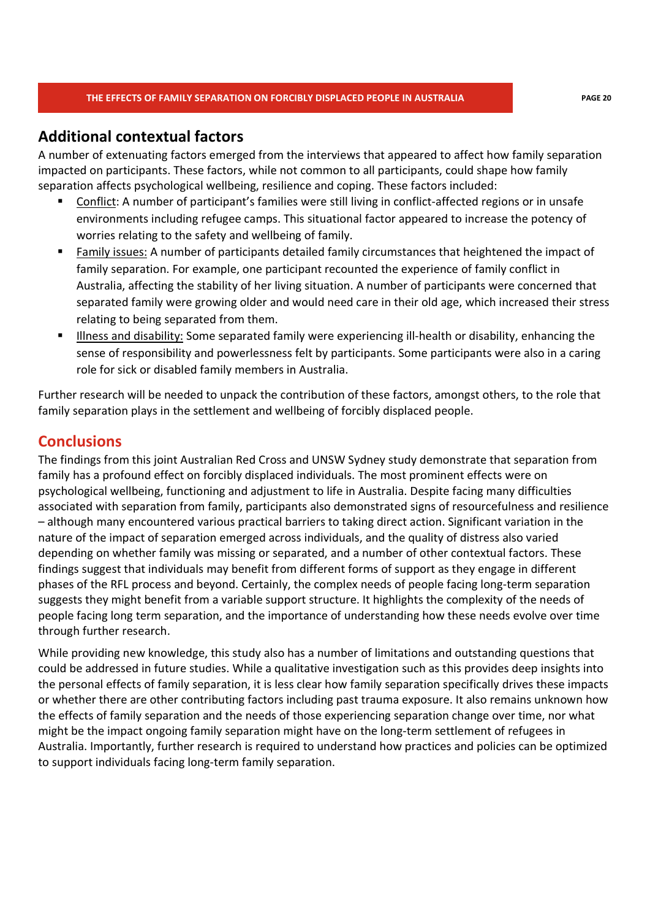## Additional contextual factors

A number of extenuating factors emerged from the interviews that appeared to affect how family separation impacted on participants. These factors, while not common to all participants, could shape how family separation affects psychological wellbeing, resilience and coping. These factors included:

- Conflict: A number of participant's families were still living in conflict-affected regions or in unsafe environments including refugee camps. This situational factor appeared to increase the potency of worries relating to the safety and wellbeing of family.
- Family issues: A number of participants detailed family circumstances that heightened the impact of family separation. For example, one participant recounted the experience of family conflict in Australia, affecting the stability of her living situation. A number of participants were concerned that separated family were growing older and would need care in their old age, which increased their stress relating to being separated from them.
- Illness and disability: Some separated family were experiencing ill-health or disability, enhancing the sense of responsibility and powerlessness felt by participants. Some participants were also in a caring role for sick or disabled family members in Australia.

Further research will be needed to unpack the contribution of these factors, amongst others, to the role that family separation plays in the settlement and wellbeing of forcibly displaced people.

## Conclusions

The findings from this joint Australian Red Cross and UNSW Sydney study demonstrate that separation from family has a profound effect on forcibly displaced individuals. The most prominent effects were on psychological wellbeing, functioning and adjustment to life in Australia. Despite facing many difficulties associated with separation from family, participants also demonstrated signs of resourcefulness and resilience – although many encountered various practical barriers to taking direct action. Significant variation in the nature of the impact of separation emerged across individuals, and the quality of distress also varied depending on whether family was missing or separated, and a number of other contextual factors. These findings suggest that individuals may benefit from different forms of support as they engage in different phases of the RFL process and beyond. Certainly, the complex needs of people facing long-term separation suggests they might benefit from a variable support structure. It highlights the complexity of the needs of people facing long term separation, and the importance of understanding how these needs evolve over time through further research.

While providing new knowledge, this study also has a number of limitations and outstanding questions that could be addressed in future studies. While a qualitative investigation such as this provides deep insights into the personal effects of family separation, it is less clear how family separation specifically drives these impacts or whether there are other contributing factors including past trauma exposure. It also remains unknown how the effects of family separation and the needs of those experiencing separation change over time, nor what might be the impact ongoing family separation might have on the long-term settlement of refugees in Australia. Importantly, further research is required to understand how practices and policies can be optimized to support individuals facing long-term family separation.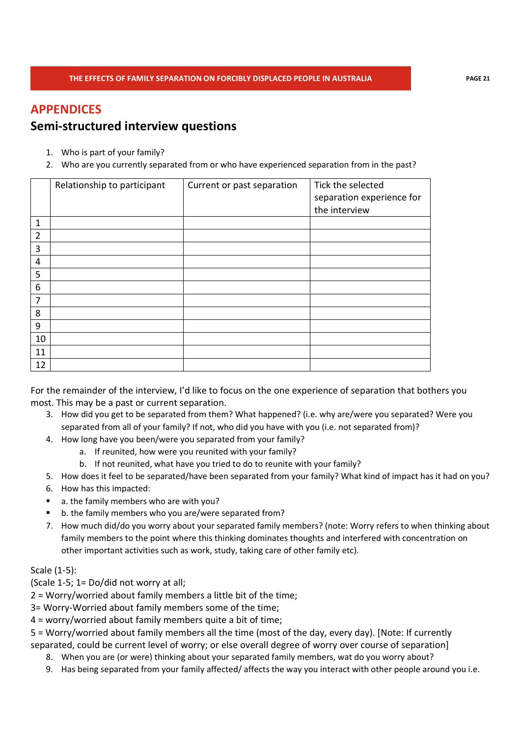## APPENDICES

### Semi-structured interview questions

1. Who is part of your family?
2. Who are you currently separated from or who have experienced separation from in the past?

| | Relationship to participant | Current or past separation | Tick the selected separation experience for the interview |
|---|---|---|---|
| 1 | | | |
| 2 | | | |
| 3 | | | |
| 4 | | | |
| 5 | | | |
| 6 | | | |
| 7 | | | |
| 8 | | | |
| 9 | | | |
| 10 | | | |
| 11 | | | |
| 12 | | | |

For the remainder of the interview, I'd like to focus on the one experience of separation that bothers you most. This may be a past or current separation.

3. How did you get to be separated from them? What happened? (i.e. why are/were you separated? Were you separated from all of your family? If not, who did you have with you (i.e. not separated from)?
4. How long have you been/were you separated from your family?
   a. If reunited, how were you reunited with your family?
   b. If not reunited, what have you tried to do to reunite with your family?
5. How does it feel to be separated/have been separated from your family? What kind of impact has it had on you?
6. How has this impacted:
   - a. the family members who are with you?
   - b. the family members who you are/were separated from?
7. How much did/do you worry about your separated family members? (note: Worry refers to when thinking about family members to the point where this thinking dominates thoughts and interfered with concentration on other important activities such as work, study, taking care of other family etc).

Scale (1-5):
(Scale 1-5; 1= Do/did not worry at all;
2 = Worry/worried about family members a little bit of the time;
3= Worry-Worried about family members some of the time;
4 = worry/worried about family members quite a bit of time;
5 = Worry/worried about family members all the time (most of the day, every day). [Note: If currently separated, could be current level of worry; or else overall degree of worry over course of separation]

8. When you are (or were) thinking about your separated family members, wat do you worry about?
9. Has being separated from your family affected/ affects the way you interact with other people around you i.e.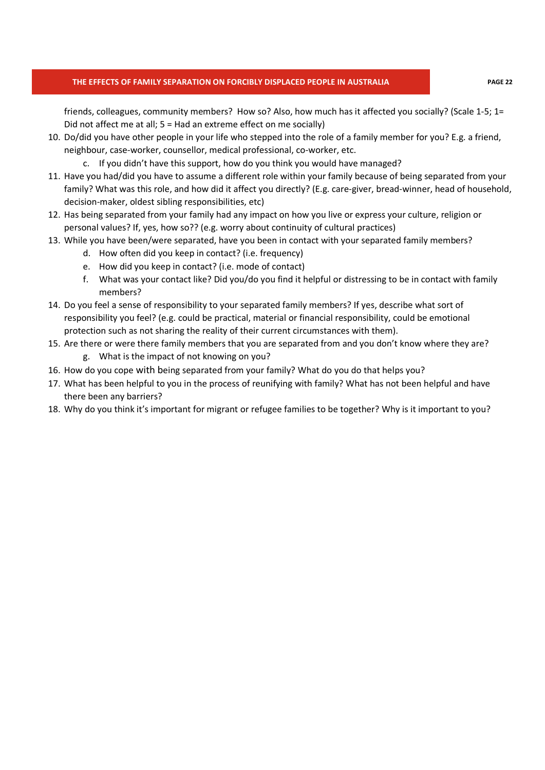friends, colleagues, community members? How so? Also, how much has it affected you socially? (Scale 1-5; 1= Did not affect me at all; 5 = Had an extreme effect on me socially)

10. Do/did you have other people in your life who stepped into the role of a family member for you? E.g. a friend, neighbour, case-worker, counsellor, medical professional, co-worker, etc.
    c. If you didn't have this support, how do you think you would have managed?
11. Have you had/did you have to assume a different role within your family because of being separated from your family? What was this role, and how did it affect you directly? (E.g. care-giver, bread-winner, head of household, decision-maker, oldest sibling responsibilities, etc)
12. Has being separated from your family had any impact on how you live or express your culture, religion or personal values? If, yes, how so?? (e.g. worry about continuity of cultural practices)
13. While you have been/were separated, have you been in contact with your separated family members?
    d. How often did you keep in contact? (i.e. frequency)
    e. How did you keep in contact? (i.e. mode of contact)
    f. What was your contact like? Did you/do you find it helpful or distressing to be in contact with family members?
14. Do you feel a sense of responsibility to your separated family members? If yes, describe what sort of responsibility you feel? (e.g. could be practical, material or financial responsibility, could be emotional protection such as not sharing the reality of their current circumstances with them).
15. Are there or were there family members that you are separated from and you don't know where they are?
    g. What is the impact of not knowing on you?
16. How do you cope with being separated from your family? What do you do that helps you?
17. What has been helpful to you in the process of reunifying with family? What has not been helpful and have there been any barriers?
18. Why do you think it's important for migrant or refugee families to be together? Why is it important to you?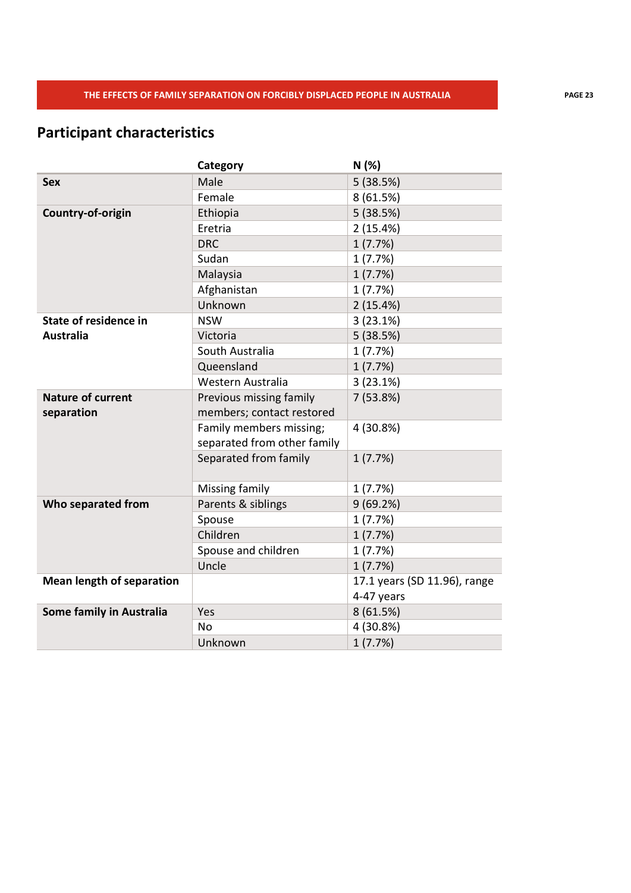## Participant characteristics

| | Category | N (%) |
|---|---|---|
| **Sex** | Male | 5 (38.5%) |
| | Female | 8 (61.5%) |
| **Country-of-origin** | Ethiopia | 5 (38.5%) |
| | Eretria | 2 (15.4%) |
| | DRC | 1 (7.7%) |
| | Sudan | 1 (7.7%) |
| | Malaysia | 1 (7.7%) |
| | Afghanistan | 1 (7.7%) |
| | Unknown | 2 (15.4%) |
| **State of residence in Australia** | NSW | 3 (23.1%) |
| | Victoria | 5 (38.5%) |
| | South Australia | 1 (7.7%) |
| | Queensland | 1 (7.7%) |
| | Western Australia | 3 (23.1%) |
| **Nature of current separation** | Previous missing family members; contact restored | 7 (53.8%) |
| | Family members missing; separated from other family | 4 (30.8%) |
| | Separated from family | 1 (7.7%) |
| | Missing family | 1 (7.7%) |
| **Who separated from** | Parents & siblings | 9 (69.2%) |
| | Spouse | 1 (7.7%) |
| | Children | 1 (7.7%) |
| | Spouse and children | 1 (7.7%) |
| | Uncle | 1 (7.7%) |
| **Mean length of separation** | | 17.1 years (SD 11.96), range 4-47 years |
| **Some family in Australia** | Yes | 8 (61.5%) |
| | No | 4 (30.8%) |
| | Unknown | 1 (7.7%) |